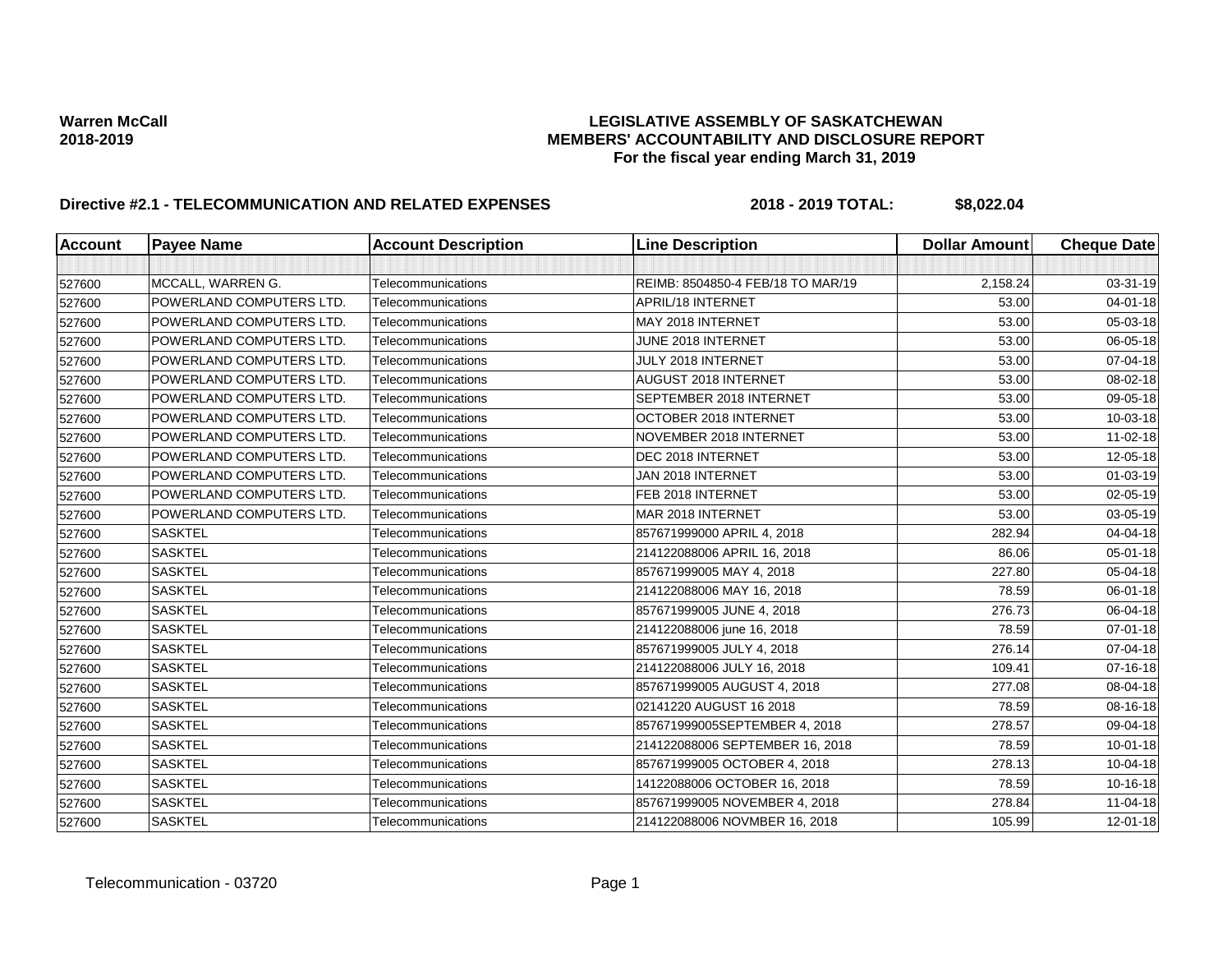**Warren McCall**
**2018-2019**

## LEGISLATIVE ASSEMBLY OF SASKATCHEWAN
## MEMBERS' ACCOUNTABILITY AND DISCLOSURE REPORT
### For the fiscal year ending March 31, 2019

**Directive #2.1 - TELECOMMUNICATION AND RELATED EXPENSES** **2018 - 2019 TOTAL: $8,022.04**

| Account | Payee Name | Account Description | Line Description | Dollar Amount | Cheque Date |
|---|---|---|---|---|---|
| | | | | | |
| 527600 | MCCALL, WARREN G. | Telecommunications | REIMB: 8504850-4 FEB/18 TO MAR/19 | 2,158.24 | 03-31-19 |
| 527600 | POWERLAND COMPUTERS LTD. | Telecommunications | APRIL/18 INTERNET | 53.00 | 04-01-18 |
| 527600 | POWERLAND COMPUTERS LTD. | Telecommunications | MAY 2018 INTERNET | 53.00 | 05-03-18 |
| 527600 | POWERLAND COMPUTERS LTD. | Telecommunications | JUNE 2018 INTERNET | 53.00 | 06-05-18 |
| 527600 | POWERLAND COMPUTERS LTD. | Telecommunications | JULY 2018 INTERNET | 53.00 | 07-04-18 |
| 527600 | POWERLAND COMPUTERS LTD. | Telecommunications | AUGUST 2018 INTERNET | 53.00 | 08-02-18 |
| 527600 | POWERLAND COMPUTERS LTD. | Telecommunications | SEPTEMBER 2018 INTERNET | 53.00 | 09-05-18 |
| 527600 | POWERLAND COMPUTERS LTD. | Telecommunications | OCTOBER 2018 INTERNET | 53.00 | 10-03-18 |
| 527600 | POWERLAND COMPUTERS LTD. | Telecommunications | NOVEMBER 2018 INTERNET | 53.00 | 11-02-18 |
| 527600 | POWERLAND COMPUTERS LTD. | Telecommunications | DEC 2018 INTERNET | 53.00 | 12-05-18 |
| 527600 | POWERLAND COMPUTERS LTD. | Telecommunications | JAN 2018 INTERNET | 53.00 | 01-03-19 |
| 527600 | POWERLAND COMPUTERS LTD. | Telecommunications | FEB 2018 INTERNET | 53.00 | 02-05-19 |
| 527600 | POWERLAND COMPUTERS LTD. | Telecommunications | MAR 2018 INTERNET | 53.00 | 03-05-19 |
| 527600 | SASKTEL | Telecommunications | 857671999000 APRIL 4, 2018 | 282.94 | 04-04-18 |
| 527600 | SASKTEL | Telecommunications | 214122088006 APRIL 16, 2018 | 86.06 | 05-01-18 |
| 527600 | SASKTEL | Telecommunications | 857671999005 MAY 4, 2018 | 227.80 | 05-04-18 |
| 527600 | SASKTEL | Telecommunications | 214122088006 MAY 16, 2018 | 78.59 | 06-01-18 |
| 527600 | SASKTEL | Telecommunications | 857671999005 JUNE 4, 2018 | 276.73 | 06-04-18 |
| 527600 | SASKTEL | Telecommunications | 214122088006 june 16, 2018 | 78.59 | 07-01-18 |
| 527600 | SASKTEL | Telecommunications | 857671999005 JULY 4, 2018 | 276.14 | 07-04-18 |
| 527600 | SASKTEL | Telecommunications | 214122088006 JULY 16, 2018 | 109.41 | 07-16-18 |
| 527600 | SASKTEL | Telecommunications | 857671999005 AUGUST 4, 2018 | 277.08 | 08-04-18 |
| 527600 | SASKTEL | Telecommunications | 02141220 AUGUST 16 2018 | 78.59 | 08-16-18 |
| 527600 | SASKTEL | Telecommunications | 857671999005SEPTEMBER 4, 2018 | 278.57 | 09-04-18 |
| 527600 | SASKTEL | Telecommunications | 214122088006 SEPTEMBER 16, 2018 | 78.59 | 10-01-18 |
| 527600 | SASKTEL | Telecommunications | 857671999005 OCTOBER 4, 2018 | 278.13 | 10-04-18 |
| 527600 | SASKTEL | Telecommunications | 14122088006 OCTOBER 16, 2018 | 78.59 | 10-16-18 |
| 527600 | SASKTEL | Telecommunications | 857671999005 NOVEMBER 4, 2018 | 278.84 | 11-04-18 |
| 527600 | SASKTEL | Telecommunications | 214122088006 NOVMBER 16, 2018 | 105.99 | 12-01-18 |

Telecommunication - 03720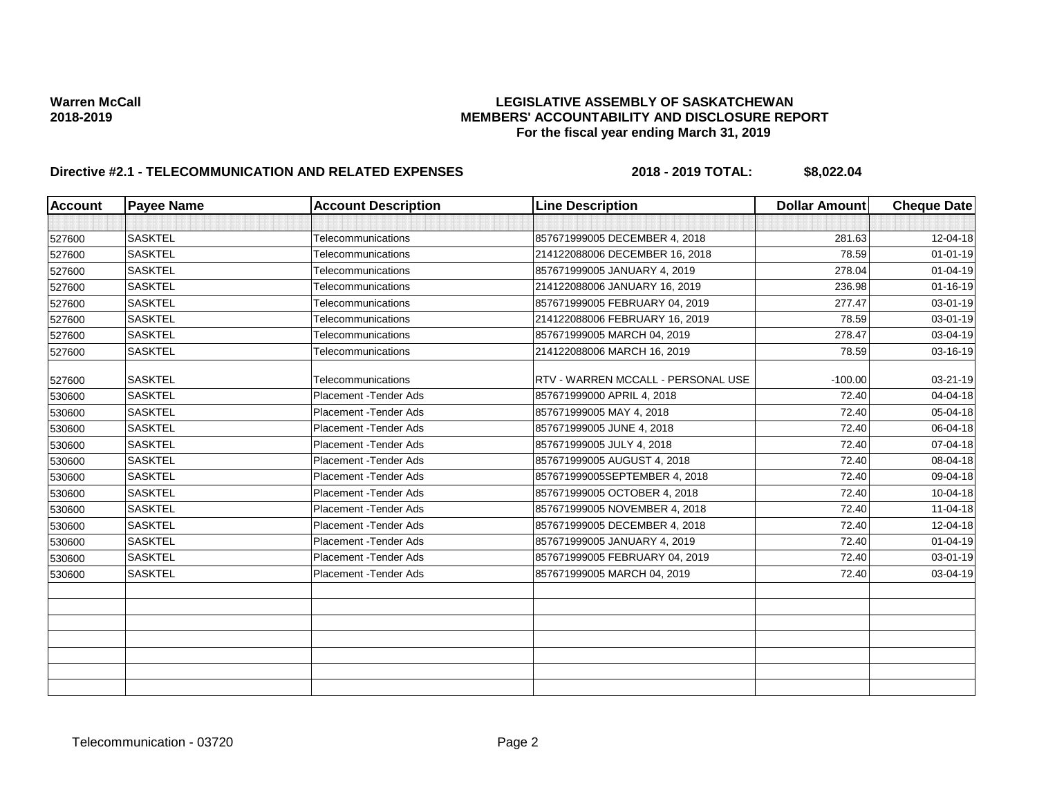**Warren McCall**
**2018-2019**

**LEGISLATIVE ASSEMBLY OF SASKATCHEWAN**
**MEMBERS' ACCOUNTABILITY AND DISCLOSURE REPORT**
**For the fiscal year ending March 31, 2019**

**Directive #2.1 - TELECOMMUNICATION AND RELATED EXPENSES** **2018 - 2019 TOTAL: $8,022.04**

| Account | Payee Name | Account Description | Line Description | Dollar Amount | Cheque Date |
|---|---|---|---|---|---|
| | | | | | |
| 527600 | SASKTEL | Telecommunications | 857671999005 DECEMBER 4, 2018 | 281.63 | 12-04-18 |
| 527600 | SASKTEL | Telecommunications | 214122088006 DECEMBER 16, 2018 | 78.59 | 01-01-19 |
| 527600 | SASKTEL | Telecommunications | 857671999005 JANUARY 4, 2019 | 278.04 | 01-04-19 |
| 527600 | SASKTEL | Telecommunications | 214122088006 JANUARY 16, 2019 | 236.98 | 01-16-19 |
| 527600 | SASKTEL | Telecommunications | 857671999005 FEBRUARY 04, 2019 | 277.47 | 03-01-19 |
| 527600 | SASKTEL | Telecommunications | 214122088006 FEBRUARY 16, 2019 | 78.59 | 03-01-19 |
| 527600 | SASKTEL | Telecommunications | 857671999005 MARCH 04, 2019 | 278.47 | 03-04-19 |
| 527600 | SASKTEL | Telecommunications | 214122088006 MARCH 16, 2019 | 78.59 | 03-16-19 |
| 527600 | SASKTEL | Telecommunications | RTV - WARREN MCCALL - PERSONAL USE | -100.00 | 03-21-19 |
| 530600 | SASKTEL | Placement -Tender Ads | 857671999000 APRIL 4, 2018 | 72.40 | 04-04-18 |
| 530600 | SASKTEL | Placement -Tender Ads | 857671999005 MAY 4, 2018 | 72.40 | 05-04-18 |
| 530600 | SASKTEL | Placement -Tender Ads | 857671999005 JUNE 4, 2018 | 72.40 | 06-04-18 |
| 530600 | SASKTEL | Placement -Tender Ads | 857671999005 JULY 4, 2018 | 72.40 | 07-04-18 |
| 530600 | SASKTEL | Placement -Tender Ads | 857671999005 AUGUST 4, 2018 | 72.40 | 08-04-18 |
| 530600 | SASKTEL | Placement -Tender Ads | 857671999005SEPTEMBER 4, 2018 | 72.40 | 09-04-18 |
| 530600 | SASKTEL | Placement -Tender Ads | 857671999005 OCTOBER 4, 2018 | 72.40 | 10-04-18 |
| 530600 | SASKTEL | Placement -Tender Ads | 857671999005 NOVEMBER 4, 2018 | 72.40 | 11-04-18 |
| 530600 | SASKTEL | Placement -Tender Ads | 857671999005 DECEMBER 4, 2018 | 72.40 | 12-04-18 |
| 530600 | SASKTEL | Placement -Tender Ads | 857671999005 JANUARY 4, 2019 | 72.40 | 01-04-19 |
| 530600 | SASKTEL | Placement -Tender Ads | 857671999005 FEBRUARY 04, 2019 | 72.40 | 03-01-19 |
| 530600 | SASKTEL | Placement -Tender Ads | 857671999005 MARCH 04, 2019 | 72.40 | 03-04-19 |
| | | | | | |
| | | | | | |
| | | | | | |
| | | | | | |
| | | | | | |
| | | | | | |
| | | | | | |

Telecommunication - 03720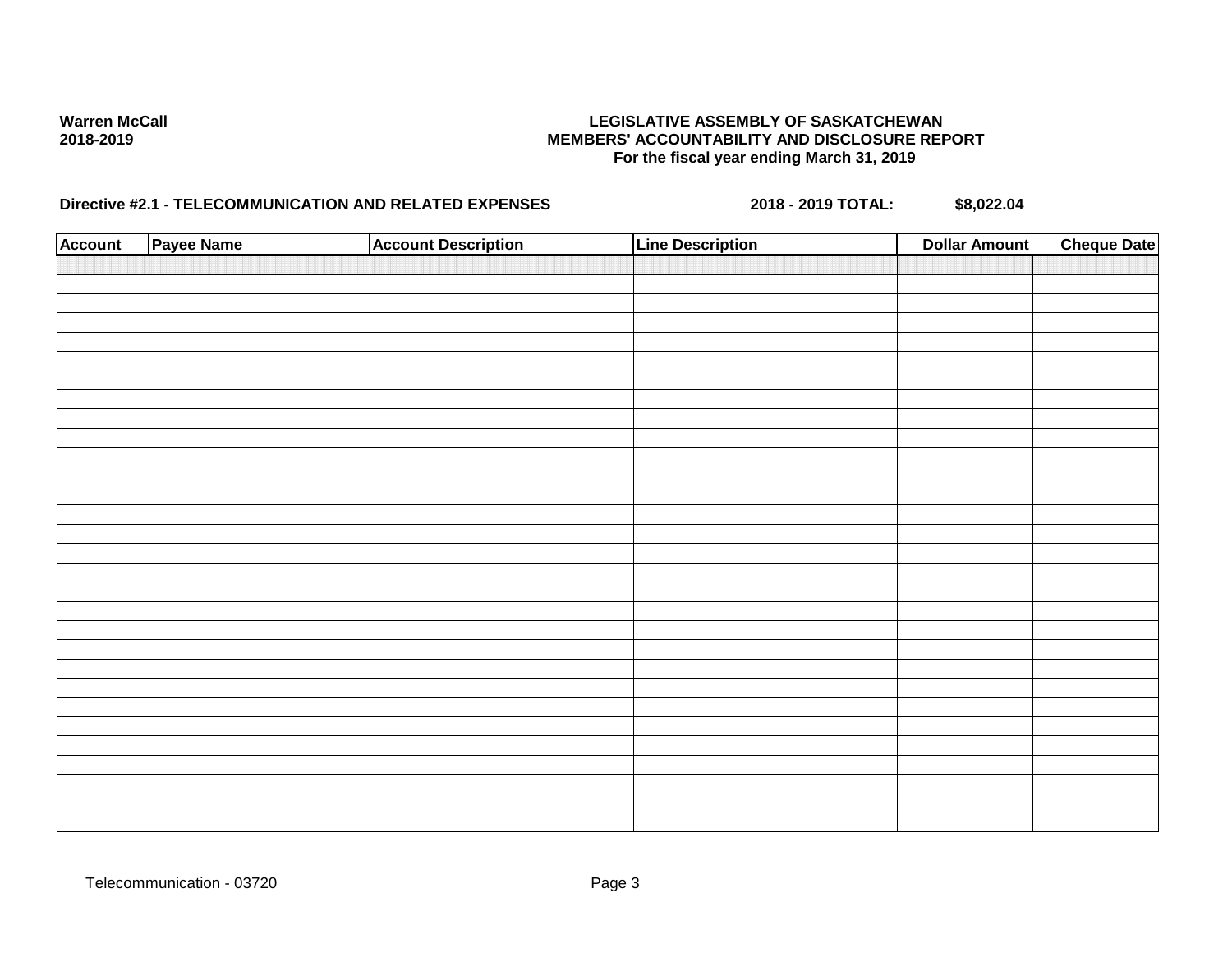**Warren McCall**
**2018-2019**

**LEGISLATIVE ASSEMBLY OF SASKATCHEWAN**
**MEMBERS' ACCOUNTABILITY AND DISCLOSURE REPORT**
**For the fiscal year ending March 31, 2019**

**Directive #2.1 - TELECOMMUNICATION AND RELATED EXPENSES** **2018 - 2019 TOTAL:** **$8,022.04**

| Account | Payee Name | Account Description | Line Description | Dollar Amount | Cheque Date |
|---|---|---|---|---|---|
| | | | | | |

Telecommunication - 03720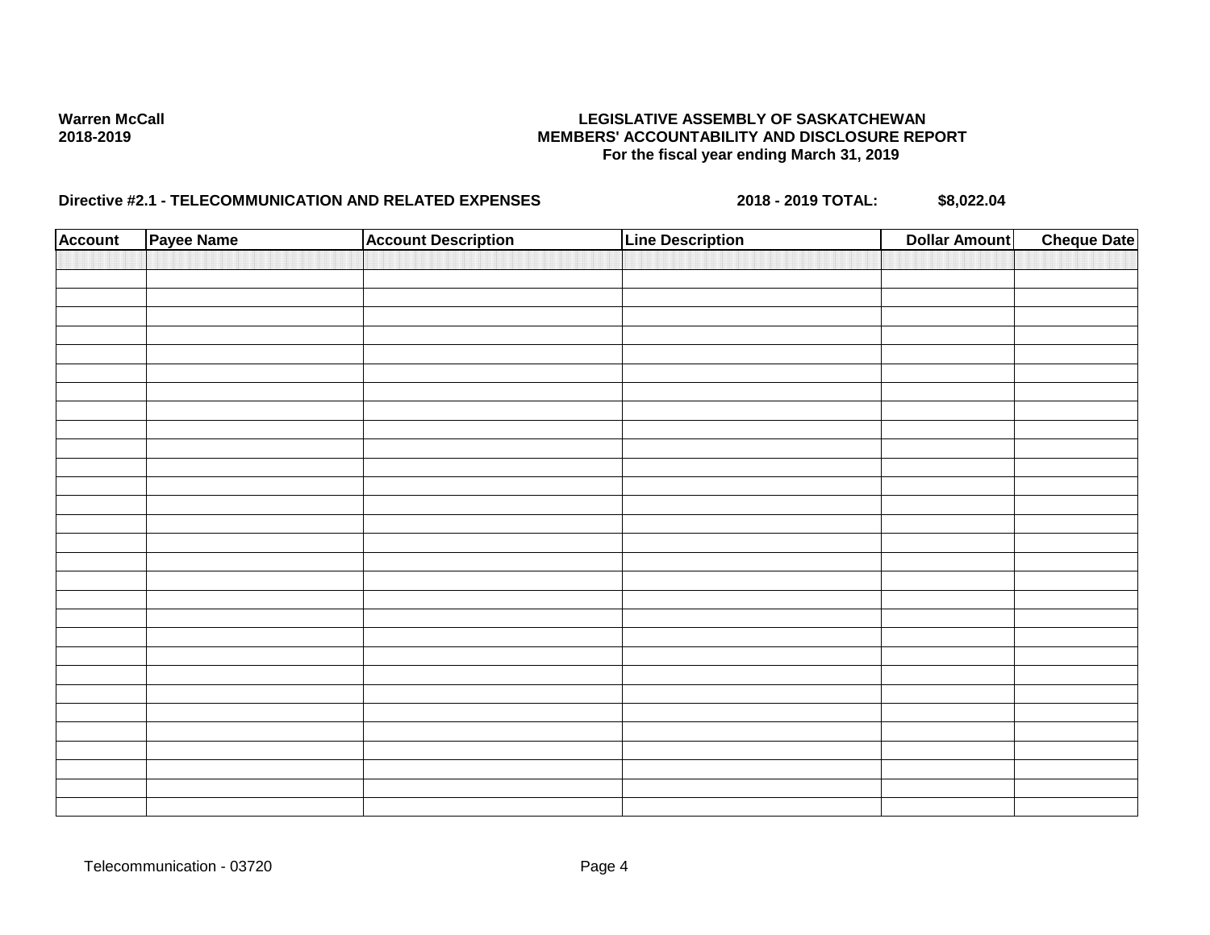**Warren McCall**
**2018-2019**

**LEGISLATIVE ASSEMBLY OF SASKATCHEWAN**
**MEMBERS' ACCOUNTABILITY AND DISCLOSURE REPORT**
**For the fiscal year ending March 31, 2019**

**Directive #2.1 - TELECOMMUNICATION AND RELATED EXPENSES** **2018 - 2019 TOTAL:** **$8,022.04**

| Account | Payee Name | Account Description | Line Description | Dollar Amount | Cheque Date |
|---|---|---|---|---|---|
| | | | | | |

Telecommunication - 03720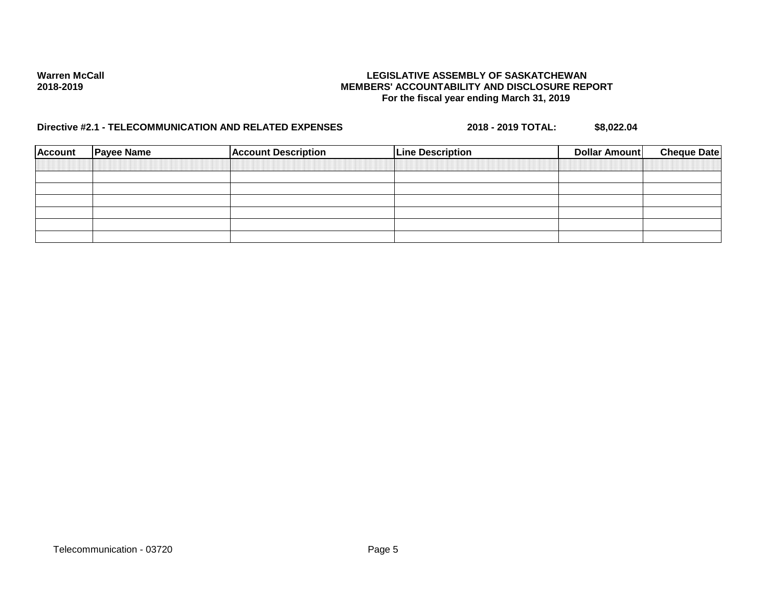**Warren McCall**
**2018-2019**

**LEGISLATIVE ASSEMBLY OF SASKATCHEWAN**
**MEMBERS' ACCOUNTABILITY AND DISCLOSURE REPORT**
**For the fiscal year ending March 31, 2019**

**Directive #2.1 - TELECOMMUNICATION AND RELATED EXPENSES** **2018 - 2019 TOTAL:** **$8,022.04**

| Account | Payee Name | Account Description | Line Description | Dollar Amount | Cheque Date |
|---|---|---|---|---|---|
| | | | | | |
| | | | | | |
| | | | | | |
| | | | | | |
| | | | | | |
| | | | | | |

Telecommunication - 03720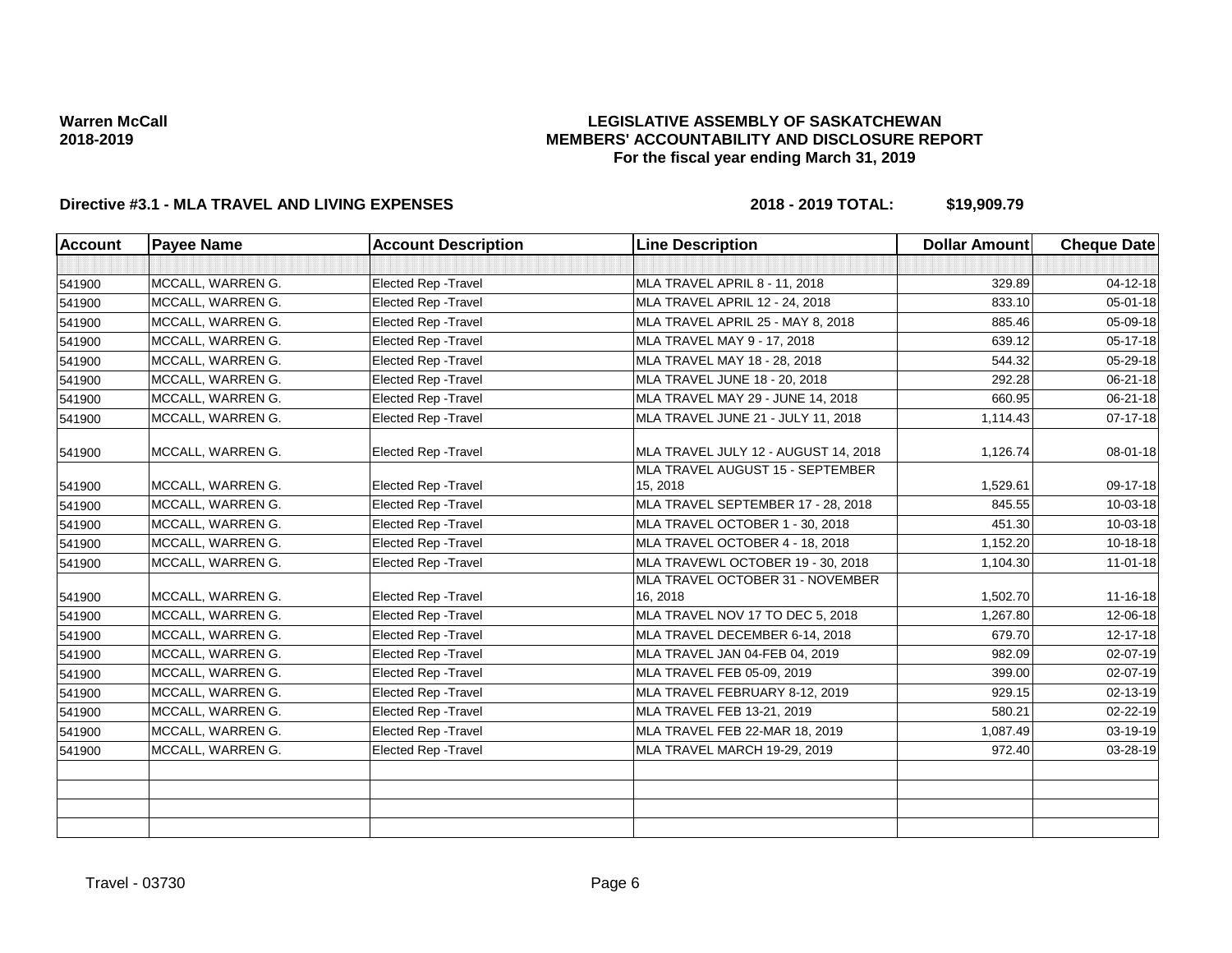**Warren McCall**
**2018-2019**

**LEGISLATIVE ASSEMBLY OF SASKATCHEWAN**
**MEMBERS' ACCOUNTABILITY AND DISCLOSURE REPORT**
**For the fiscal year ending March 31, 2019**

**Directive #3.1 - MLA TRAVEL AND LIVING EXPENSES** **2018 - 2019 TOTAL: $19,909.79**

| Account | Payee Name | Account Description | Line Description | Dollar Amount | Cheque Date |
|---|---|---|---|---|---|
| | | | | | |
| 541900 | MCCALL, WARREN G. | Elected Rep -Travel | MLA TRAVEL APRIL 8 - 11, 2018 | 329.89 | 04-12-18 |
| 541900 | MCCALL, WARREN G. | Elected Rep -Travel | MLA TRAVEL APRIL 12 - 24, 2018 | 833.10 | 05-01-18 |
| 541900 | MCCALL, WARREN G. | Elected Rep -Travel | MLA TRAVEL APRIL 25 - MAY 8, 2018 | 885.46 | 05-09-18 |
| 541900 | MCCALL, WARREN G. | Elected Rep -Travel | MLA TRAVEL MAY 9 - 17, 2018 | 639.12 | 05-17-18 |
| 541900 | MCCALL, WARREN G. | Elected Rep -Travel | MLA TRAVEL MAY 18 - 28, 2018 | 544.32 | 05-29-18 |
| 541900 | MCCALL, WARREN G. | Elected Rep -Travel | MLA TRAVEL JUNE 18 - 20, 2018 | 292.28 | 06-21-18 |
| 541900 | MCCALL, WARREN G. | Elected Rep -Travel | MLA TRAVEL MAY 29 - JUNE 14, 2018 | 660.95 | 06-21-18 |
| 541900 | MCCALL, WARREN G. | Elected Rep -Travel | MLA TRAVEL JUNE 21 - JULY 11, 2018 | 1,114.43 | 07-17-18 |
| 541900 | MCCALL, WARREN G. | Elected Rep -Travel | MLA TRAVEL JULY 12 - AUGUST 14, 2018 | 1,126.74 | 08-01-18 |
| 541900 | MCCALL, WARREN G. | Elected Rep -Travel | MLA TRAVEL AUGUST 15 - SEPTEMBER 15, 2018 | 1,529.61 | 09-17-18 |
| 541900 | MCCALL, WARREN G. | Elected Rep -Travel | MLA TRAVEL SEPTEMBER 17 - 28, 2018 | 845.55 | 10-03-18 |
| 541900 | MCCALL, WARREN G. | Elected Rep -Travel | MLA TRAVEL OCTOBER 1 - 30, 2018 | 451.30 | 10-03-18 |
| 541900 | MCCALL, WARREN G. | Elected Rep -Travel | MLA TRAVEL OCTOBER 4 - 18, 2018 | 1,152.20 | 10-18-18 |
| 541900 | MCCALL, WARREN G. | Elected Rep -Travel | MLA TRAVEWL OCTOBER 19 - 30, 2018 | 1,104.30 | 11-01-18 |
| 541900 | MCCALL, WARREN G. | Elected Rep -Travel | MLA TRAVEL OCTOBER 31 - NOVEMBER 16, 2018 | 1,502.70 | 11-16-18 |
| 541900 | MCCALL, WARREN G. | Elected Rep -Travel | MLA TRAVEL NOV 17 TO DEC 5, 2018 | 1,267.80 | 12-06-18 |
| 541900 | MCCALL, WARREN G. | Elected Rep -Travel | MLA TRAVEL DECEMBER 6-14, 2018 | 679.70 | 12-17-18 |
| 541900 | MCCALL, WARREN G. | Elected Rep -Travel | MLA TRAVEL JAN 04-FEB 04, 2019 | 982.09 | 02-07-19 |
| 541900 | MCCALL, WARREN G. | Elected Rep -Travel | MLA TRAVEL FEB 05-09, 2019 | 399.00 | 02-07-19 |
| 541900 | MCCALL, WARREN G. | Elected Rep -Travel | MLA TRAVEL FEBRUARY 8-12, 2019 | 929.15 | 02-13-19 |
| 541900 | MCCALL, WARREN G. | Elected Rep -Travel | MLA TRAVEL FEB 13-21, 2019 | 580.21 | 02-22-19 |
| 541900 | MCCALL, WARREN G. | Elected Rep -Travel | MLA TRAVEL FEB 22-MAR 18, 2019 | 1,087.49 | 03-19-19 |
| 541900 | MCCALL, WARREN G. | Elected Rep -Travel | MLA TRAVEL MARCH 19-29, 2019 | 972.40 | 03-28-19 |
| | | | | | |
| | | | | | |
| | | | | | |
| | | | | | |

Travel - 03730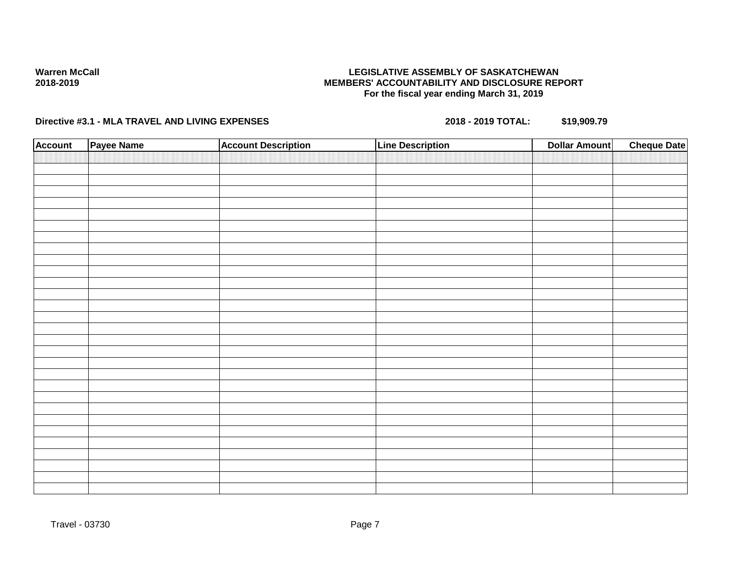**Warren McCall**
**2018-2019**

**LEGISLATIVE ASSEMBLY OF SASKATCHEWAN**
**MEMBERS' ACCOUNTABILITY AND DISCLOSURE REPORT**
**For the fiscal year ending March 31, 2019**

**Directive #3.1 - MLA TRAVEL AND LIVING EXPENSES** **2018 - 2019 TOTAL: $19,909.79**

| Account | Payee Name | Account Description | Line Description | Dollar Amount | Cheque Date |
|---|---|---|---|---|---|
| | | | | | |

Travel - 03730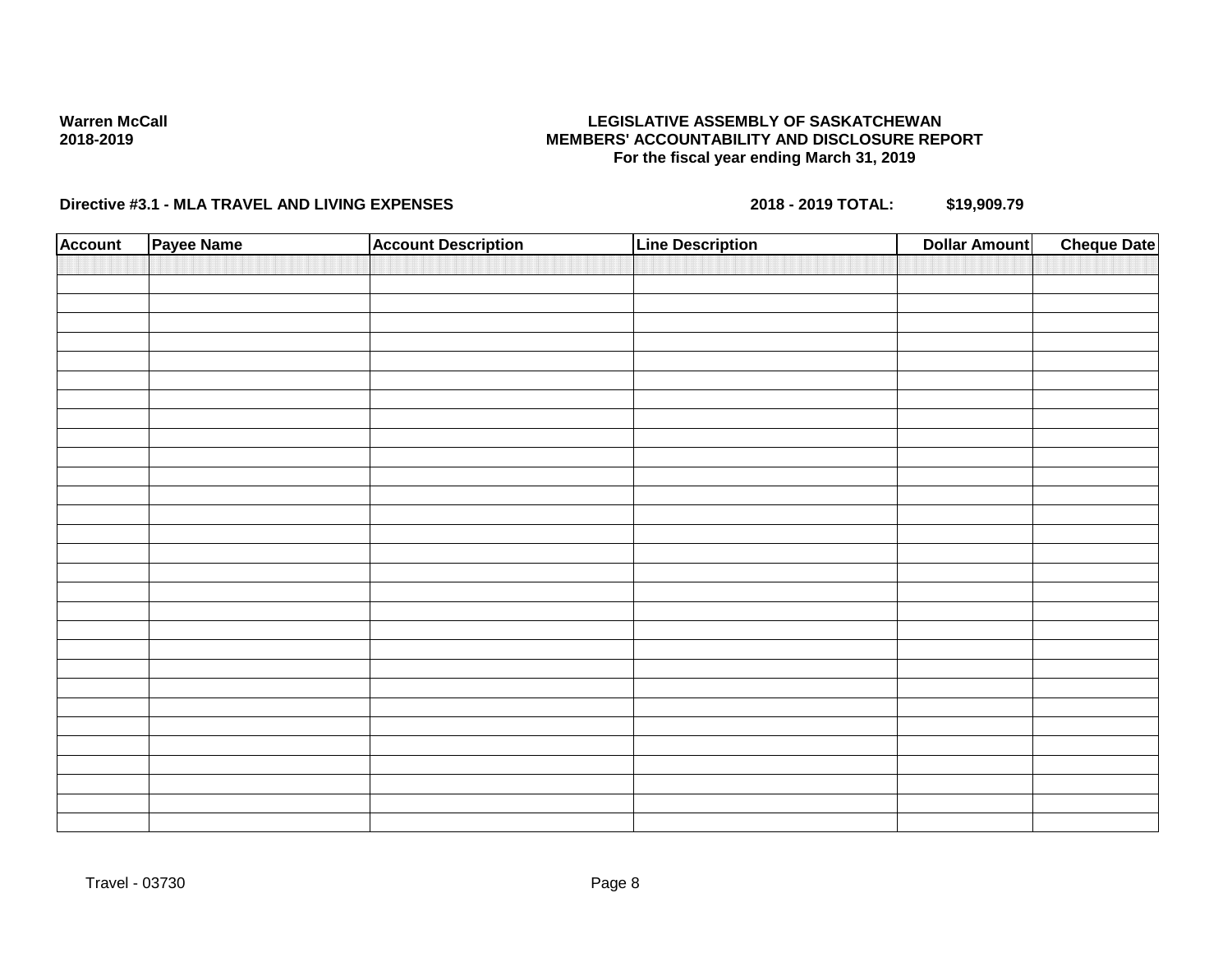**Warren McCall**
**2018-2019**

**LEGISLATIVE ASSEMBLY OF SASKATCHEWAN**
**MEMBERS' ACCOUNTABILITY AND DISCLOSURE REPORT**
**For the fiscal year ending March 31, 2019**

**Directive #3.1 - MLA TRAVEL AND LIVING EXPENSES** **2018 - 2019 TOTAL: $19,909.79**

| Account | Payee Name | Account Description | Line Description | Dollar Amount | Cheque Date |
|---|---|---|---|---|---|
| | | | | | |

Travel - 03730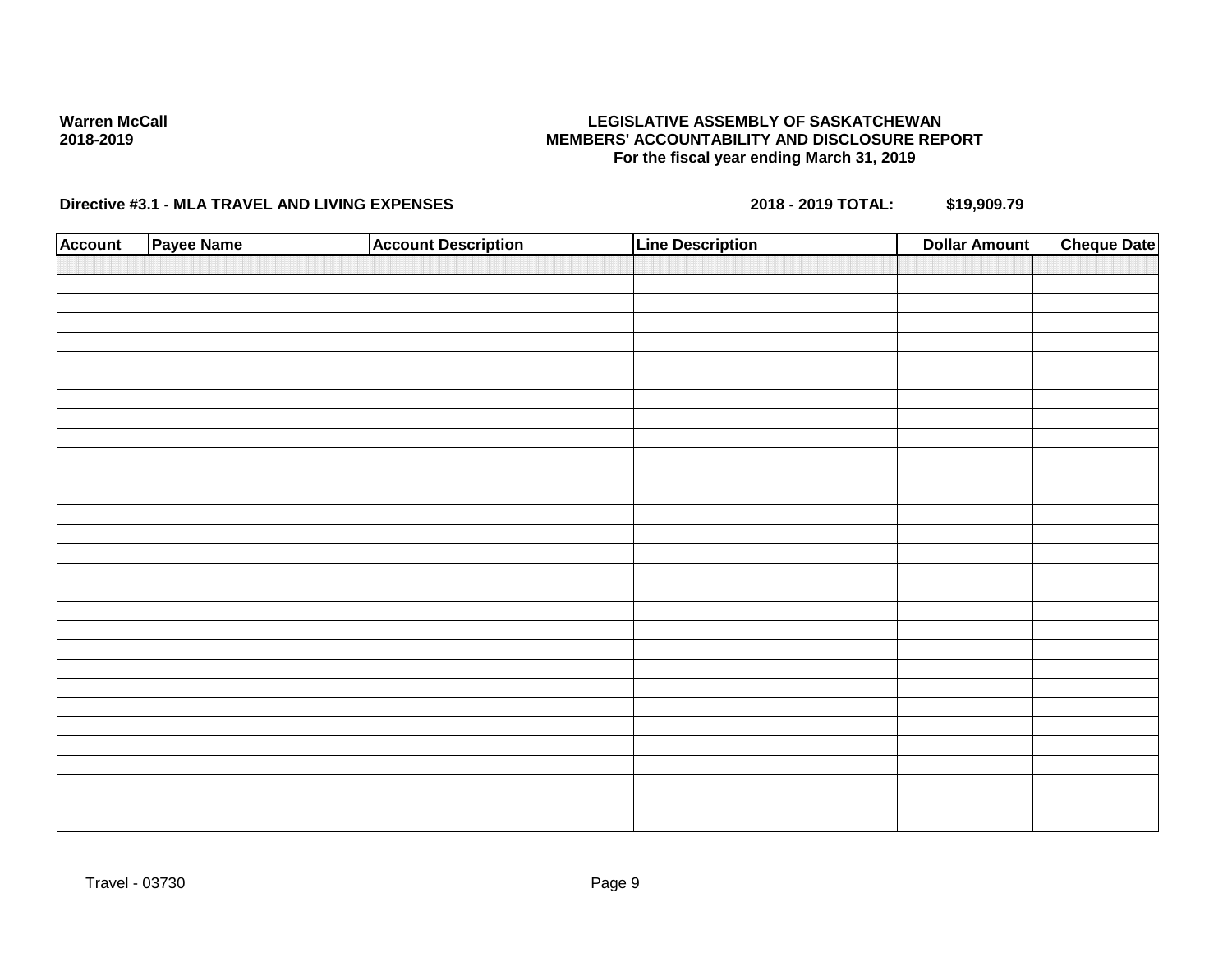**Warren McCall**
**2018-2019**

**LEGISLATIVE ASSEMBLY OF SASKATCHEWAN**
**MEMBERS' ACCOUNTABILITY AND DISCLOSURE REPORT**
**For the fiscal year ending March 31, 2019**

**Directive #3.1 - MLA TRAVEL AND LIVING EXPENSES** **2018 - 2019 TOTAL: $19,909.79**

| Account | Payee Name | Account Description | Line Description | Dollar Amount | Cheque Date |
|---|---|---|---|---|---|
| | | | | | |

Travel - 03730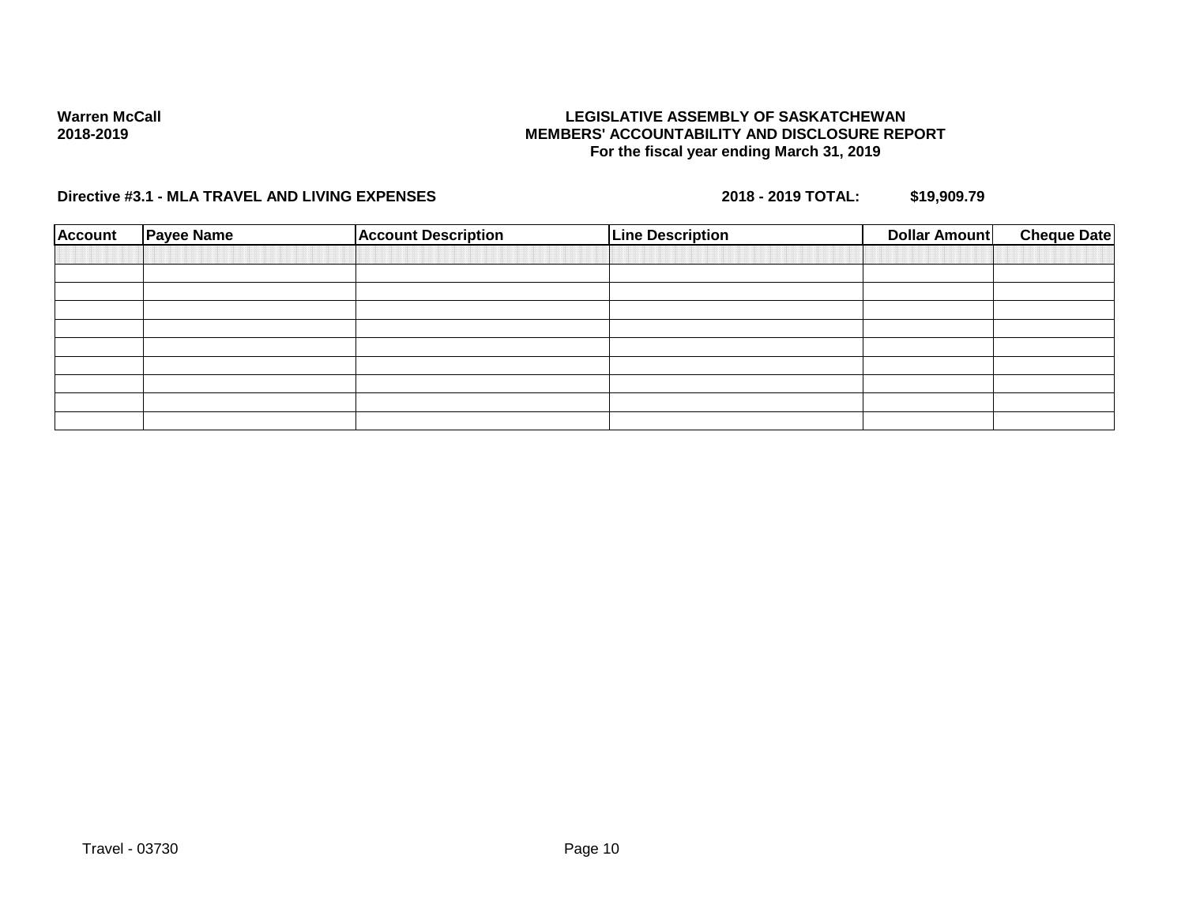**Warren McCall**
**2018-2019**

**LEGISLATIVE ASSEMBLY OF SASKATCHEWAN**
**MEMBERS' ACCOUNTABILITY AND DISCLOSURE REPORT**
**For the fiscal year ending March 31, 2019**

**Directive #3.1 - MLA TRAVEL AND LIVING EXPENSES** **2018 - 2019 TOTAL: $19,909.79**

| Account | Payee Name | Account Description | Line Description | Dollar Amount | Cheque Date |
|---|---|---|---|---|---|
| | | | | | |
| | | | | | |
| | | | | | |
| | | | | | |
| | | | | | |
| | | | | | |
| | | | | | |
| | | | | | |
| | | | | | |

Travel - 03730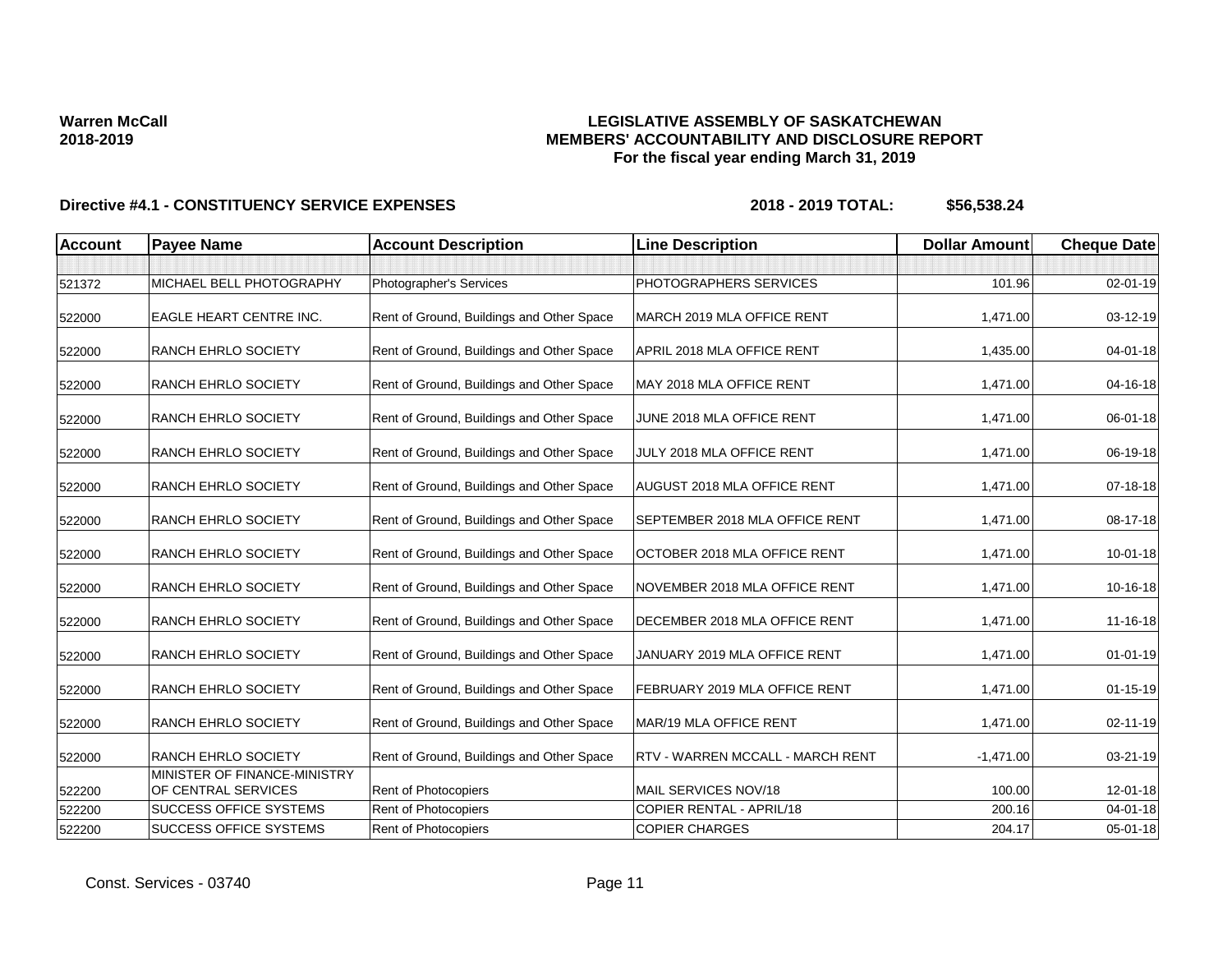**Warren McCall**
**2018-2019**

**LEGISLATIVE ASSEMBLY OF SASKATCHEWAN**
**MEMBERS' ACCOUNTABILITY AND DISCLOSURE REPORT**
**For the fiscal year ending March 31, 2019**

**Directive #4.1 - CONSTITUENCY SERVICE EXPENSES** **2018 - 2019 TOTAL: $56,538.24**

| Account | Payee Name | Account Description | Line Description | Dollar Amount | Cheque Date |
|---|---|---|---|---|---|
| | | | | | |
| 521372 | MICHAEL BELL PHOTOGRAPHY | Photographer's Services | PHOTOGRAPHERS SERVICES | 101.96 | 02-01-19 |
| 522000 | EAGLE HEART CENTRE INC. | Rent of Ground, Buildings and Other Space | MARCH 2019 MLA OFFICE RENT | 1,471.00 | 03-12-19 |
| 522000 | RANCH EHRLO SOCIETY | Rent of Ground, Buildings and Other Space | APRIL 2018 MLA OFFICE RENT | 1,435.00 | 04-01-18 |
| 522000 | RANCH EHRLO SOCIETY | Rent of Ground, Buildings and Other Space | MAY 2018 MLA OFFICE RENT | 1,471.00 | 04-16-18 |
| 522000 | RANCH EHRLO SOCIETY | Rent of Ground, Buildings and Other Space | JUNE 2018 MLA OFFICE RENT | 1,471.00 | 06-01-18 |
| 522000 | RANCH EHRLO SOCIETY | Rent of Ground, Buildings and Other Space | JULY 2018 MLA OFFICE RENT | 1,471.00 | 06-19-18 |
| 522000 | RANCH EHRLO SOCIETY | Rent of Ground, Buildings and Other Space | AUGUST 2018 MLA OFFICE RENT | 1,471.00 | 07-18-18 |
| 522000 | RANCH EHRLO SOCIETY | Rent of Ground, Buildings and Other Space | SEPTEMBER 2018 MLA OFFICE RENT | 1,471.00 | 08-17-18 |
| 522000 | RANCH EHRLO SOCIETY | Rent of Ground, Buildings and Other Space | OCTOBER 2018 MLA OFFICE RENT | 1,471.00 | 10-01-18 |
| 522000 | RANCH EHRLO SOCIETY | Rent of Ground, Buildings and Other Space | NOVEMBER 2018 MLA OFFICE RENT | 1,471.00 | 10-16-18 |
| 522000 | RANCH EHRLO SOCIETY | Rent of Ground, Buildings and Other Space | DECEMBER 2018 MLA OFFICE RENT | 1,471.00 | 11-16-18 |
| 522000 | RANCH EHRLO SOCIETY | Rent of Ground, Buildings and Other Space | JANUARY 2019 MLA OFFICE RENT | 1,471.00 | 01-01-19 |
| 522000 | RANCH EHRLO SOCIETY | Rent of Ground, Buildings and Other Space | FEBRUARY 2019 MLA OFFICE RENT | 1,471.00 | 01-15-19 |
| 522000 | RANCH EHRLO SOCIETY | Rent of Ground, Buildings and Other Space | MAR/19 MLA OFFICE RENT | 1,471.00 | 02-11-19 |
| 522000 | RANCH EHRLO SOCIETY | Rent of Ground, Buildings and Other Space | RTV - WARREN MCCALL - MARCH RENT | -1,471.00 | 03-21-19 |
| 522200 | MINISTER OF FINANCE-MINISTRY OF CENTRAL SERVICES | Rent of Photocopiers | MAIL SERVICES NOV/18 | 100.00 | 12-01-18 |
| 522200 | SUCCESS OFFICE SYSTEMS | Rent of Photocopiers | COPIER RENTAL - APRIL/18 | 200.16 | 04-01-18 |
| 522200 | SUCCESS OFFICE SYSTEMS | Rent of Photocopiers | COPIER CHARGES | 204.17 | 05-01-18 |

Const. Services - 03740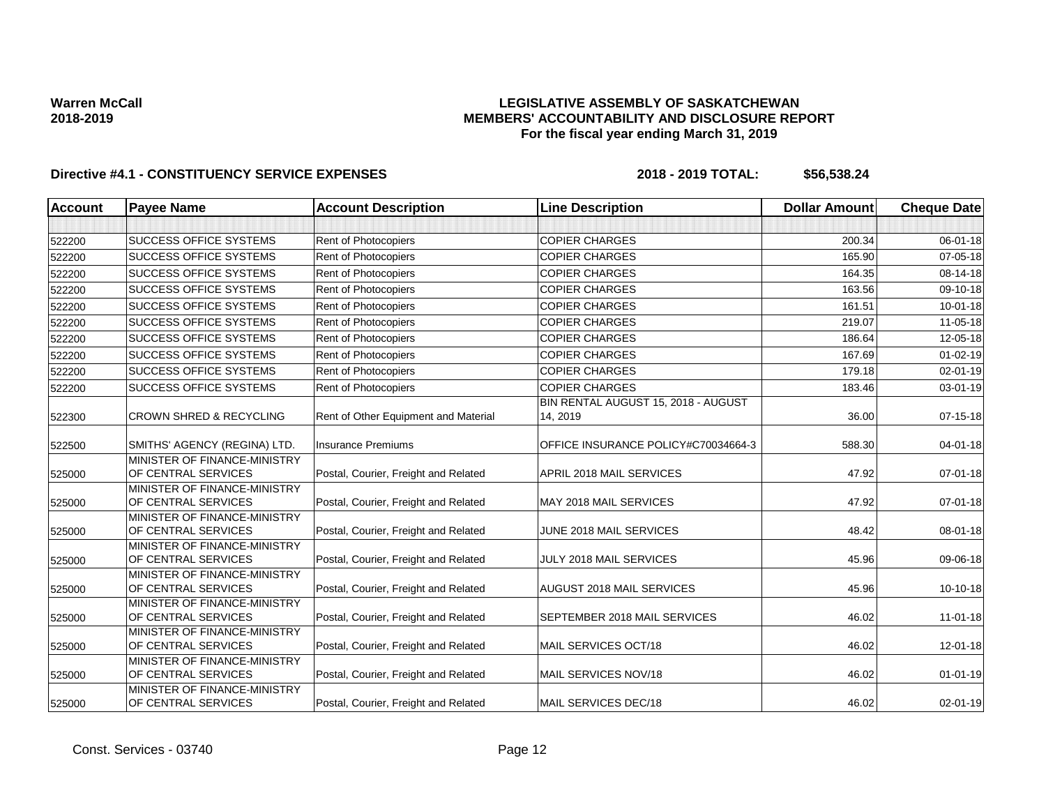**Warren McCall**
**2018-2019**

# LEGISLATIVE ASSEMBLY OF SASKATCHEWAN
## MEMBERS' ACCOUNTABILITY AND DISCLOSURE REPORT
### For the fiscal year ending March 31, 2019

**Directive #4.1 - CONSTITUENCY SERVICE EXPENSES** **2018 - 2019 TOTAL: $56,538.24**

| Account | Payee Name | Account Description | Line Description | Dollar Amount | Cheque Date |
|---|---|---|---|---|---|
| | | | | | |
| 522200 | SUCCESS OFFICE SYSTEMS | Rent of Photocopiers | COPIER CHARGES | 200.34 | 06-01-18 |
| 522200 | SUCCESS OFFICE SYSTEMS | Rent of Photocopiers | COPIER CHARGES | 165.90 | 07-05-18 |
| 522200 | SUCCESS OFFICE SYSTEMS | Rent of Photocopiers | COPIER CHARGES | 164.35 | 08-14-18 |
| 522200 | SUCCESS OFFICE SYSTEMS | Rent of Photocopiers | COPIER CHARGES | 163.56 | 09-10-18 |
| 522200 | SUCCESS OFFICE SYSTEMS | Rent of Photocopiers | COPIER CHARGES | 161.51 | 10-01-18 |
| 522200 | SUCCESS OFFICE SYSTEMS | Rent of Photocopiers | COPIER CHARGES | 219.07 | 11-05-18 |
| 522200 | SUCCESS OFFICE SYSTEMS | Rent of Photocopiers | COPIER CHARGES | 186.64 | 12-05-18 |
| 522200 | SUCCESS OFFICE SYSTEMS | Rent of Photocopiers | COPIER CHARGES | 167.69 | 01-02-19 |
| 522200 | SUCCESS OFFICE SYSTEMS | Rent of Photocopiers | COPIER CHARGES | 179.18 | 02-01-19 |
| 522200 | SUCCESS OFFICE SYSTEMS | Rent of Photocopiers | COPIER CHARGES | 183.46 | 03-01-19 |
| 522300 | CROWN SHRED & RECYCLING | Rent of Other Equipment and Material | BIN RENTAL AUGUST 15, 2018 - AUGUST 14, 2019 | 36.00 | 07-15-18 |
| 522500 | SMITHS' AGENCY (REGINA) LTD. | Insurance Premiums | OFFICE INSURANCE POLICY#C70034664-3 | 588.30 | 04-01-18 |
| 525000 | MINISTER OF FINANCE-MINISTRY OF CENTRAL SERVICES | Postal, Courier, Freight and Related | APRIL 2018 MAIL SERVICES | 47.92 | 07-01-18 |
| 525000 | MINISTER OF FINANCE-MINISTRY OF CENTRAL SERVICES | Postal, Courier, Freight and Related | MAY 2018 MAIL SERVICES | 47.92 | 07-01-18 |
| 525000 | MINISTER OF FINANCE-MINISTRY OF CENTRAL SERVICES | Postal, Courier, Freight and Related | JUNE 2018 MAIL SERVICES | 48.42 | 08-01-18 |
| 525000 | MINISTER OF FINANCE-MINISTRY OF CENTRAL SERVICES | Postal, Courier, Freight and Related | JULY 2018 MAIL SERVICES | 45.96 | 09-06-18 |
| 525000 | MINISTER OF FINANCE-MINISTRY OF CENTRAL SERVICES | Postal, Courier, Freight and Related | AUGUST 2018 MAIL SERVICES | 45.96 | 10-10-18 |
| 525000 | MINISTER OF FINANCE-MINISTRY OF CENTRAL SERVICES | Postal, Courier, Freight and Related | SEPTEMBER 2018 MAIL SERVICES | 46.02 | 11-01-18 |
| 525000 | MINISTER OF FINANCE-MINISTRY OF CENTRAL SERVICES | Postal, Courier, Freight and Related | MAIL SERVICES OCT/18 | 46.02 | 12-01-18 |
| 525000 | MINISTER OF FINANCE-MINISTRY OF CENTRAL SERVICES | Postal, Courier, Freight and Related | MAIL SERVICES NOV/18 | 46.02 | 01-01-19 |
| 525000 | MINISTER OF FINANCE-MINISTRY OF CENTRAL SERVICES | Postal, Courier, Freight and Related | MAIL SERVICES DEC/18 | 46.02 | 02-01-19 |

Const. Services - 03740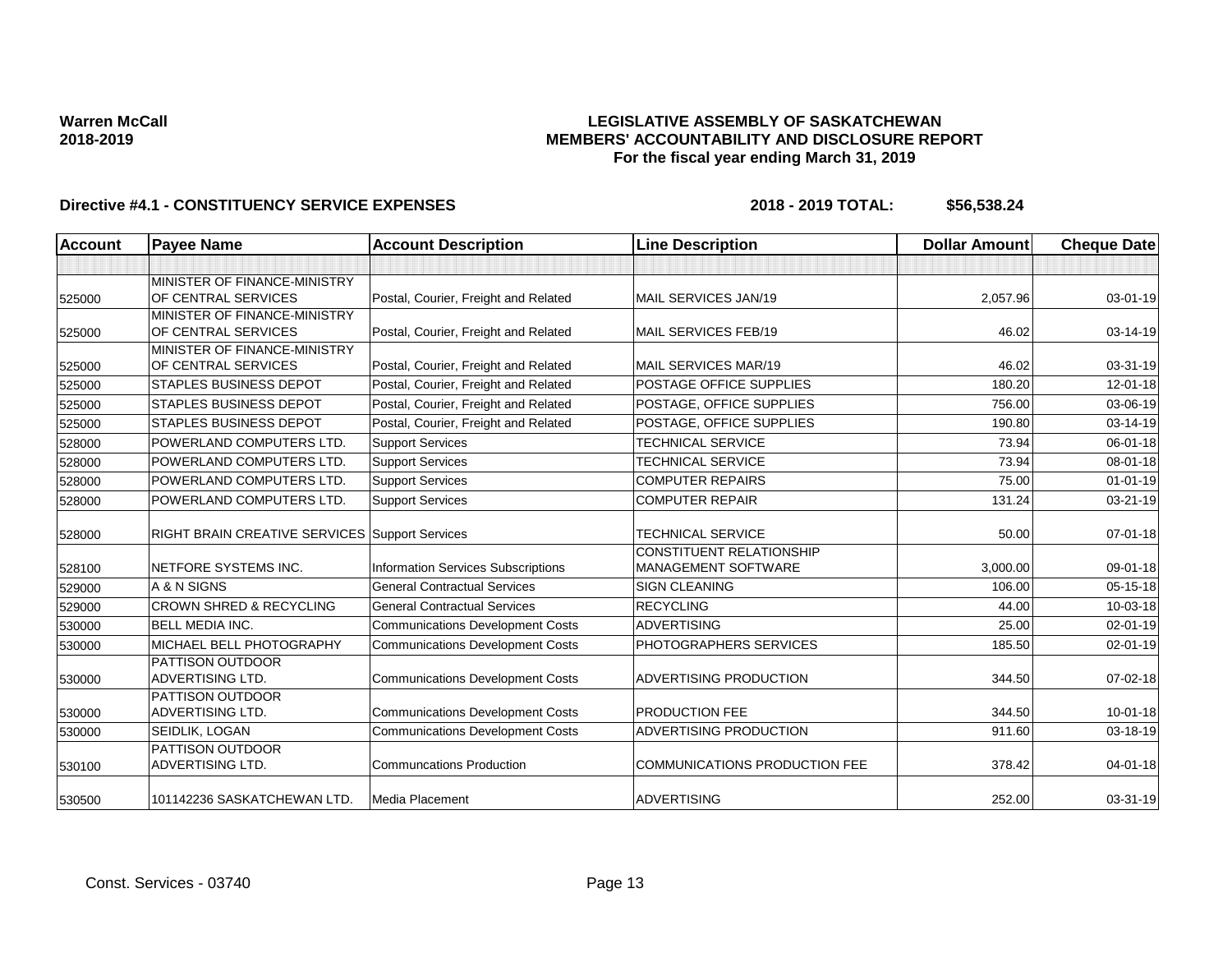**Warren McCall**
**2018-2019**

# LEGISLATIVE ASSEMBLY OF SASKATCHEWAN
## MEMBERS' ACCOUNTABILITY AND DISCLOSURE REPORT
### For the fiscal year ending March 31, 2019

**Directive #4.1 - CONSTITUENCY SERVICE EXPENSES** **2018 - 2019 TOTAL: $56,538.24**

| Account | Payee Name | Account Description | Line Description | Dollar Amount | Cheque Date |
|---|---|---|---|---|---|
| | | | | | |
| 525000 | MINISTER OF FINANCE-MINISTRY OF CENTRAL SERVICES | Postal, Courier, Freight and Related | MAIL SERVICES JAN/19 | 2,057.96 | 03-01-19 |
| 525000 | MINISTER OF FINANCE-MINISTRY OF CENTRAL SERVICES | Postal, Courier, Freight and Related | MAIL SERVICES FEB/19 | 46.02 | 03-14-19 |
| 525000 | MINISTER OF FINANCE-MINISTRY OF CENTRAL SERVICES | Postal, Courier, Freight and Related | MAIL SERVICES MAR/19 | 46.02 | 03-31-19 |
| 525000 | STAPLES BUSINESS DEPOT | Postal, Courier, Freight and Related | POSTAGE OFFICE SUPPLIES | 180.20 | 12-01-18 |
| 525000 | STAPLES BUSINESS DEPOT | Postal, Courier, Freight and Related | POSTAGE, OFFICE SUPPLIES | 756.00 | 03-06-19 |
| 525000 | STAPLES BUSINESS DEPOT | Postal, Courier, Freight and Related | POSTAGE, OFFICE SUPPLIES | 190.80 | 03-14-19 |
| 528000 | POWERLAND COMPUTERS LTD. | Support Services | TECHNICAL SERVICE | 73.94 | 06-01-18 |
| 528000 | POWERLAND COMPUTERS LTD. | Support Services | TECHNICAL SERVICE | 73.94 | 08-01-18 |
| 528000 | POWERLAND COMPUTERS LTD. | Support Services | COMPUTER REPAIRS | 75.00 | 01-01-19 |
| 528000 | POWERLAND COMPUTERS LTD. | Support Services | COMPUTER REPAIR | 131.24 | 03-21-19 |
| 528000 | RIGHT BRAIN CREATIVE SERVICES | Support Services | TECHNICAL SERVICE | 50.00 | 07-01-18 |
| 528100 | NETFORE SYSTEMS INC. | Information Services Subscriptions | CONSTITUENT RELATIONSHIP MANAGEMENT SOFTWARE | 3,000.00 | 09-01-18 |
| 529000 | A & N SIGNS | General Contractual Services | SIGN CLEANING | 106.00 | 05-15-18 |
| 529000 | CROWN SHRED & RECYCLING | General Contractual Services | RECYCLING | 44.00 | 10-03-18 |
| 530000 | BELL MEDIA INC. | Communications Development Costs | ADVERTISING | 25.00 | 02-01-19 |
| 530000 | MICHAEL BELL PHOTOGRAPHY | Communications Development Costs | PHOTOGRAPHERS SERVICES | 185.50 | 02-01-19 |
| 530000 | PATTISON OUTDOOR ADVERTISING LTD. | Communications Development Costs | ADVERTISING PRODUCTION | 344.50 | 07-02-18 |
| 530000 | PATTISON OUTDOOR ADVERTISING LTD. | Communications Development Costs | PRODUCTION FEE | 344.50 | 10-01-18 |
| 530000 | SEIDLIK, LOGAN | Communications Development Costs | ADVERTISING PRODUCTION | 911.60 | 03-18-19 |
| 530100 | PATTISON OUTDOOR ADVERTISING LTD. | Communcations Production | COMMUNICATIONS PRODUCTION FEE | 378.42 | 04-01-18 |
| 530500 | 101142236 SASKATCHEWAN LTD. | Media Placement | ADVERTISING | 252.00 | 03-31-19 |

Const. Services - 03740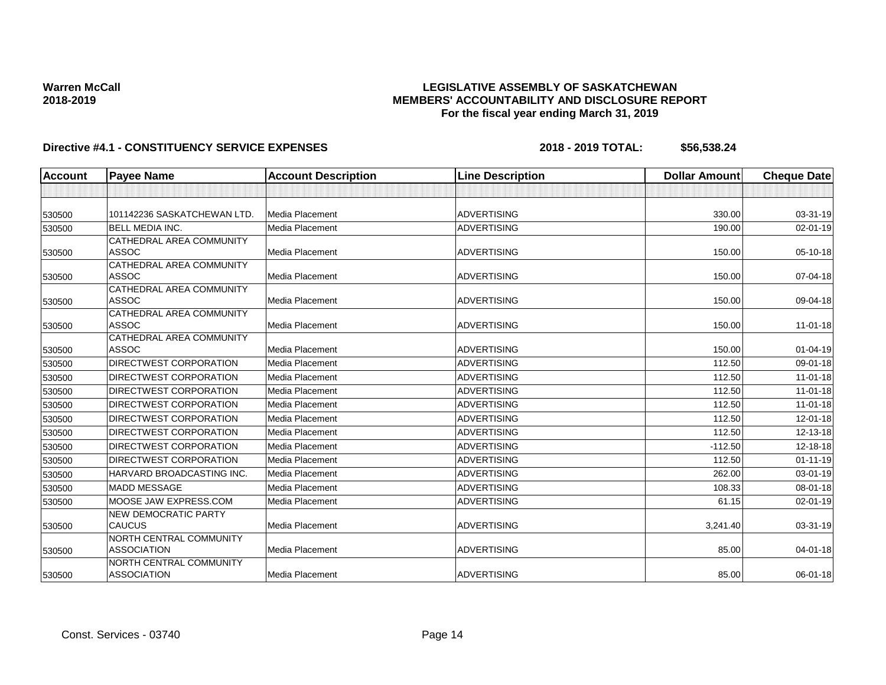**Warren McCall**
**2018-2019**

# LEGISLATIVE ASSEMBLY OF SASKATCHEWAN
## MEMBERS' ACCOUNTABILITY AND DISCLOSURE REPORT
### For the fiscal year ending March 31, 2019

**Directive #4.1 - CONSTITUENCY SERVICE EXPENSES** **2018 - 2019 TOTAL: $56,538.24**

| Account | Payee Name | Account Description | Line Description | Dollar Amount | Cheque Date |
|---|---|---|---|---|---|
| | | | | | |
| 530500 | 101142236 SASKATCHEWAN LTD. | Media Placement | ADVERTISING | 330.00 | 03-31-19 |
| 530500 | BELL MEDIA INC. | Media Placement | ADVERTISING | 190.00 | 02-01-19 |
| 530500 | CATHEDRAL AREA COMMUNITY ASSOC | Media Placement | ADVERTISING | 150.00 | 05-10-18 |
| 530500 | CATHEDRAL AREA COMMUNITY ASSOC | Media Placement | ADVERTISING | 150.00 | 07-04-18 |
| 530500 | CATHEDRAL AREA COMMUNITY ASSOC | Media Placement | ADVERTISING | 150.00 | 09-04-18 |
| 530500 | CATHEDRAL AREA COMMUNITY ASSOC | Media Placement | ADVERTISING | 150.00 | 11-01-18 |
| 530500 | CATHEDRAL AREA COMMUNITY ASSOC | Media Placement | ADVERTISING | 150.00 | 01-04-19 |
| 530500 | DIRECTWEST CORPORATION | Media Placement | ADVERTISING | 112.50 | 09-01-18 |
| 530500 | DIRECTWEST CORPORATION | Media Placement | ADVERTISING | 112.50 | 11-01-18 |
| 530500 | DIRECTWEST CORPORATION | Media Placement | ADVERTISING | 112.50 | 11-01-18 |
| 530500 | DIRECTWEST CORPORATION | Media Placement | ADVERTISING | 112.50 | 11-01-18 |
| 530500 | DIRECTWEST CORPORATION | Media Placement | ADVERTISING | 112.50 | 12-01-18 |
| 530500 | DIRECTWEST CORPORATION | Media Placement | ADVERTISING | 112.50 | 12-13-18 |
| 530500 | DIRECTWEST CORPORATION | Media Placement | ADVERTISING | -112.50 | 12-18-18 |
| 530500 | DIRECTWEST CORPORATION | Media Placement | ADVERTISING | 112.50 | 01-11-19 |
| 530500 | HARVARD BROADCASTING INC. | Media Placement | ADVERTISING | 262.00 | 03-01-19 |
| 530500 | MADD MESSAGE | Media Placement | ADVERTISING | 108.33 | 08-01-18 |
| 530500 | MOOSE JAW EXPRESS.COM | Media Placement | ADVERTISING | 61.15 | 02-01-19 |
| 530500 | NEW DEMOCRATIC PARTY CAUCUS | Media Placement | ADVERTISING | 3,241.40 | 03-31-19 |
| 530500 | NORTH CENTRAL COMMUNITY ASSOCIATION | Media Placement | ADVERTISING | 85.00 | 04-01-18 |
| 530500 | NORTH CENTRAL COMMUNITY ASSOCIATION | Media Placement | ADVERTISING | 85.00 | 06-01-18 |

Const. Services - 03740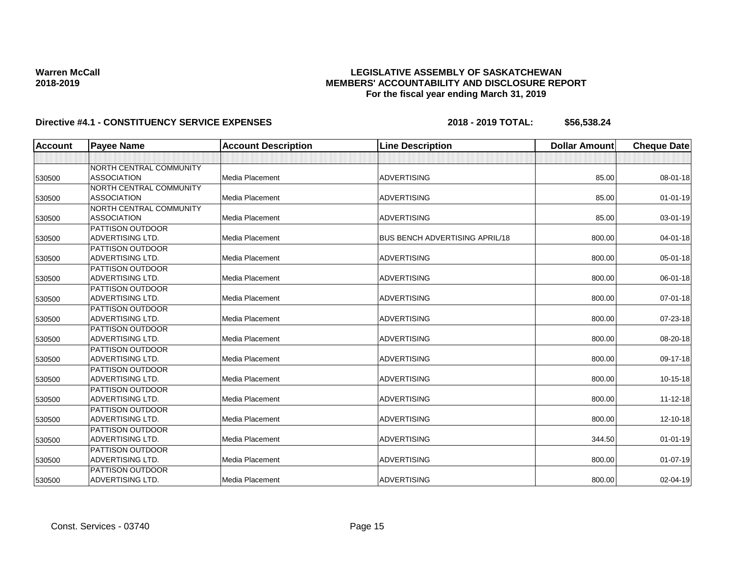**Warren McCall**
**2018-2019**

**LEGISLATIVE ASSEMBLY OF SASKATCHEWAN**
**MEMBERS' ACCOUNTABILITY AND DISCLOSURE REPORT**
**For the fiscal year ending March 31, 2019**

**Directive #4.1 - CONSTITUENCY SERVICE EXPENSES** **2018 - 2019 TOTAL: $56,538.24**

| Account | Payee Name | Account Description | Line Description | Dollar Amount | Cheque Date |
|---|---|---|---|---|---|
| | | | | | |
| 530500 | NORTH CENTRAL COMMUNITY ASSOCIATION | Media Placement | ADVERTISING | 85.00 | 08-01-18 |
| 530500 | NORTH CENTRAL COMMUNITY ASSOCIATION | Media Placement | ADVERTISING | 85.00 | 01-01-19 |
| 530500 | NORTH CENTRAL COMMUNITY ASSOCIATION | Media Placement | ADVERTISING | 85.00 | 03-01-19 |
| 530500 | PATTISON OUTDOOR ADVERTISING LTD. | Media Placement | BUS BENCH ADVERTISING APRIL/18 | 800.00 | 04-01-18 |
| 530500 | PATTISON OUTDOOR ADVERTISING LTD. | Media Placement | ADVERTISING | 800.00 | 05-01-18 |
| 530500 | PATTISON OUTDOOR ADVERTISING LTD. | Media Placement | ADVERTISING | 800.00 | 06-01-18 |
| 530500 | PATTISON OUTDOOR ADVERTISING LTD. | Media Placement | ADVERTISING | 800.00 | 07-01-18 |
| 530500 | PATTISON OUTDOOR ADVERTISING LTD. | Media Placement | ADVERTISING | 800.00 | 07-23-18 |
| 530500 | PATTISON OUTDOOR ADVERTISING LTD. | Media Placement | ADVERTISING | 800.00 | 08-20-18 |
| 530500 | PATTISON OUTDOOR ADVERTISING LTD. | Media Placement | ADVERTISING | 800.00 | 09-17-18 |
| 530500 | PATTISON OUTDOOR ADVERTISING LTD. | Media Placement | ADVERTISING | 800.00 | 10-15-18 |
| 530500 | PATTISON OUTDOOR ADVERTISING LTD. | Media Placement | ADVERTISING | 800.00 | 11-12-18 |
| 530500 | PATTISON OUTDOOR ADVERTISING LTD. | Media Placement | ADVERTISING | 800.00 | 12-10-18 |
| 530500 | PATTISON OUTDOOR ADVERTISING LTD. | Media Placement | ADVERTISING | 344.50 | 01-01-19 |
| 530500 | PATTISON OUTDOOR ADVERTISING LTD. | Media Placement | ADVERTISING | 800.00 | 01-07-19 |
| 530500 | PATTISON OUTDOOR ADVERTISING LTD. | Media Placement | ADVERTISING | 800.00 | 02-04-19 |

Const. Services - 03740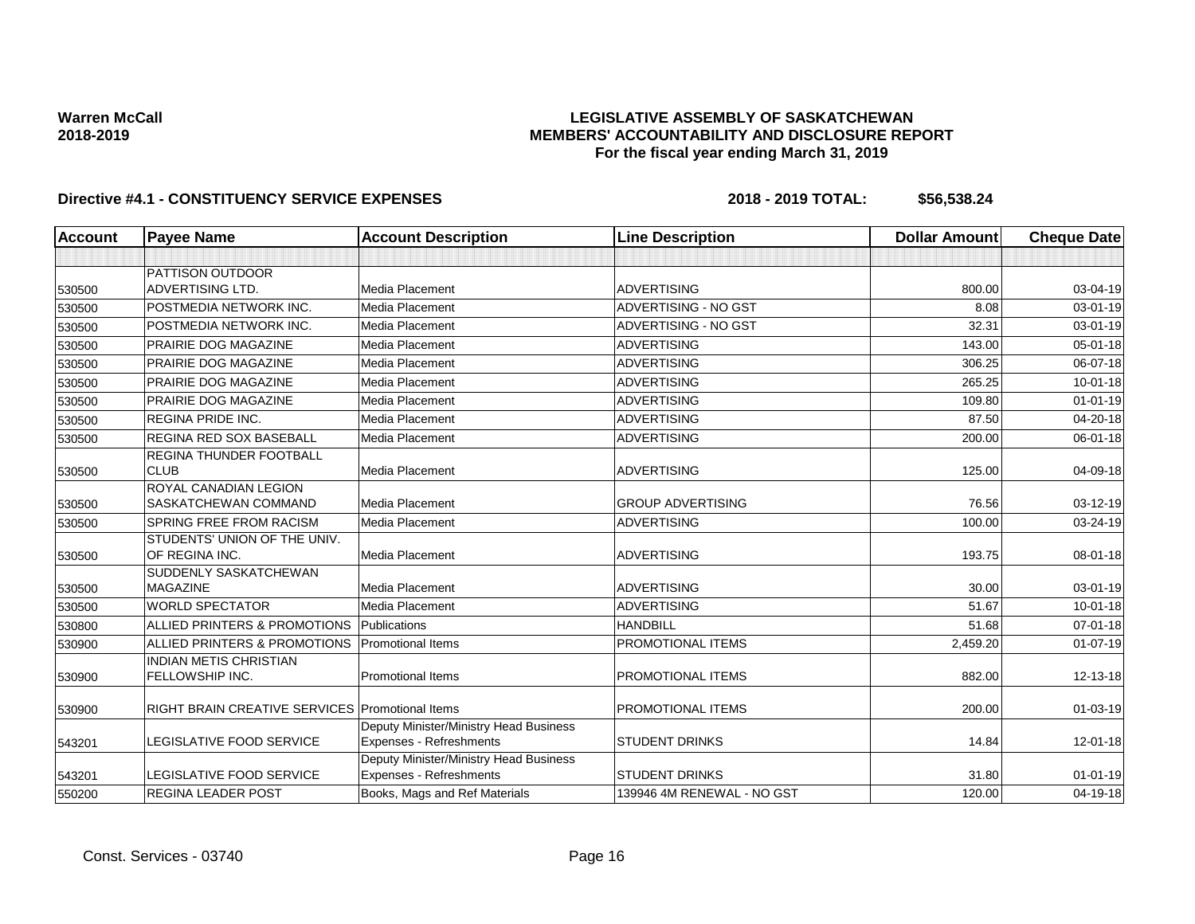**Warren McCall**
**2018-2019**

# LEGISLATIVE ASSEMBLY OF SASKATCHEWAN
## MEMBERS' ACCOUNTABILITY AND DISCLOSURE REPORT
### For the fiscal year ending March 31, 2019

**Directive #4.1 - CONSTITUENCY SERVICE EXPENSES** **2018 - 2019 TOTAL: $56,538.24**

| Account | Payee Name | Account Description | Line Description | Dollar Amount | Cheque Date |
|---|---|---|---|---|---|
| | | | | | |
| 530500 | PATTISON OUTDOOR ADVERTISING LTD. | Media Placement | ADVERTISING | 800.00 | 03-04-19 |
| 530500 | POSTMEDIA NETWORK INC. | Media Placement | ADVERTISING - NO GST | 8.08 | 03-01-19 |
| 530500 | POSTMEDIA NETWORK INC. | Media Placement | ADVERTISING - NO GST | 32.31 | 03-01-19 |
| 530500 | PRAIRIE DOG MAGAZINE | Media Placement | ADVERTISING | 143.00 | 05-01-18 |
| 530500 | PRAIRIE DOG MAGAZINE | Media Placement | ADVERTISING | 306.25 | 06-07-18 |
| 530500 | PRAIRIE DOG MAGAZINE | Media Placement | ADVERTISING | 265.25 | 10-01-18 |
| 530500 | PRAIRIE DOG MAGAZINE | Media Placement | ADVERTISING | 109.80 | 01-01-19 |
| 530500 | REGINA PRIDE INC. | Media Placement | ADVERTISING | 87.50 | 04-20-18 |
| 530500 | REGINA RED SOX BASEBALL | Media Placement | ADVERTISING | 200.00 | 06-01-18 |
| 530500 | REGINA THUNDER FOOTBALL CLUB | Media Placement | ADVERTISING | 125.00 | 04-09-18 |
| 530500 | ROYAL CANADIAN LEGION SASKATCHEWAN COMMAND | Media Placement | GROUP ADVERTISING | 76.56 | 03-12-19 |
| 530500 | SPRING FREE FROM RACISM | Media Placement | ADVERTISING | 100.00 | 03-24-19 |
| 530500 | STUDENTS' UNION OF THE UNIV. OF REGINA INC. | Media Placement | ADVERTISING | 193.75 | 08-01-18 |
| 530500 | SUDDENLY SASKATCHEWAN MAGAZINE | Media Placement | ADVERTISING | 30.00 | 03-01-19 |
| 530500 | WORLD SPECTATOR | Media Placement | ADVERTISING | 51.67 | 10-01-18 |
| 530800 | ALLIED PRINTERS & PROMOTIONS | Publications | HANDBILL | 51.68 | 07-01-18 |
| 530900 | ALLIED PRINTERS & PROMOTIONS | Promotional Items | PROMOTIONAL ITEMS | 2,459.20 | 01-07-19 |
| 530900 | INDIAN METIS CHRISTIAN FELLOWSHIP INC. | Promotional Items | PROMOTIONAL ITEMS | 882.00 | 12-13-18 |
| 530900 | RIGHT BRAIN CREATIVE SERVICES | Promotional Items | PROMOTIONAL ITEMS | 200.00 | 01-03-19 |
| 543201 | LEGISLATIVE FOOD SERVICE | Deputy Minister/Ministry Head Business Expenses - Refreshments | STUDENT DRINKS | 14.84 | 12-01-18 |
| 543201 | LEGISLATIVE FOOD SERVICE | Deputy Minister/Ministry Head Business Expenses - Refreshments | STUDENT DRINKS | 31.80 | 01-01-19 |
| 550200 | REGINA LEADER POST | Books, Mags and Ref Materials | 139946 4M RENEWAL - NO GST | 120.00 | 04-19-18 |

Const. Services - 03740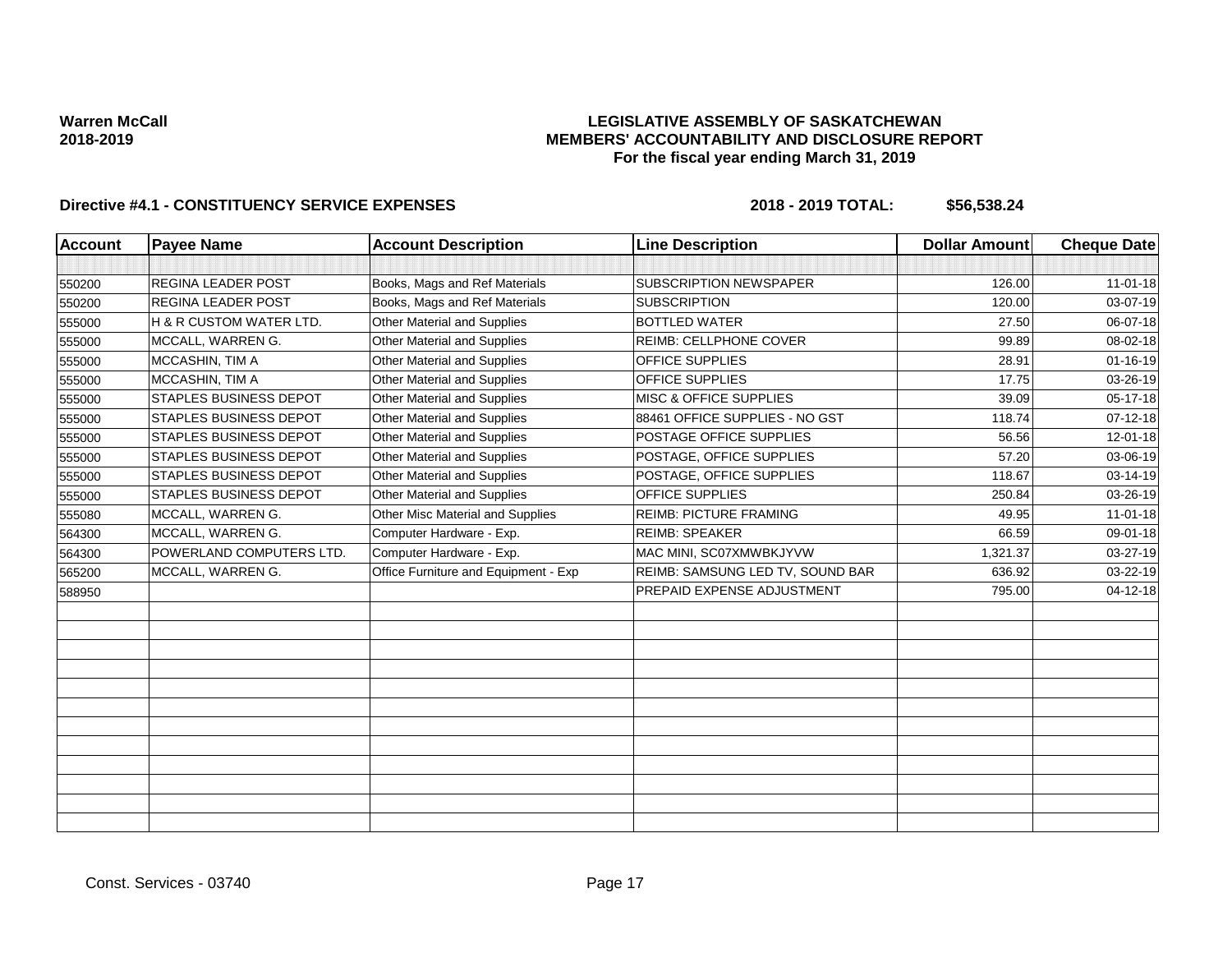**Warren McCall**
**2018-2019**

**LEGISLATIVE ASSEMBLY OF SASKATCHEWAN**
**MEMBERS' ACCOUNTABILITY AND DISCLOSURE REPORT**
**For the fiscal year ending March 31, 2019**

**Directive #4.1 - CONSTITUENCY SERVICE EXPENSES** **2018 - 2019 TOTAL: $56,538.24**

| Account | Payee Name | Account Description | Line Description | Dollar Amount | Cheque Date |
|---|---|---|---|---|---|
| 550200 | REGINA LEADER POST | Books, Mags and Ref Materials | SUBSCRIPTION NEWSPAPER | 126.00 | 11-01-18 |
| 550200 | REGINA LEADER POST | Books, Mags and Ref Materials | SUBSCRIPTION | 120.00 | 03-07-19 |
| 555000 | H & R CUSTOM WATER LTD. | Other Material and Supplies | BOTTLED WATER | 27.50 | 06-07-18 |
| 555000 | MCCALL, WARREN G. | Other Material and Supplies | REIMB: CELLPHONE COVER | 99.89 | 08-02-18 |
| 555000 | MCCASHIN, TIM A | Other Material and Supplies | OFFICE SUPPLIES | 28.91 | 01-16-19 |
| 555000 | MCCASHIN, TIM A | Other Material and Supplies | OFFICE SUPPLIES | 17.75 | 03-26-19 |
| 555000 | STAPLES BUSINESS DEPOT | Other Material and Supplies | MISC & OFFICE SUPPLIES | 39.09 | 05-17-18 |
| 555000 | STAPLES BUSINESS DEPOT | Other Material and Supplies | 88461 OFFICE SUPPLIES - NO GST | 118.74 | 07-12-18 |
| 555000 | STAPLES BUSINESS DEPOT | Other Material and Supplies | POSTAGE OFFICE SUPPLIES | 56.56 | 12-01-18 |
| 555000 | STAPLES BUSINESS DEPOT | Other Material and Supplies | POSTAGE, OFFICE SUPPLIES | 57.20 | 03-06-19 |
| 555000 | STAPLES BUSINESS DEPOT | Other Material and Supplies | POSTAGE, OFFICE SUPPLIES | 118.67 | 03-14-19 |
| 555000 | STAPLES BUSINESS DEPOT | Other Material and Supplies | OFFICE SUPPLIES | 250.84 | 03-26-19 |
| 555080 | MCCALL, WARREN G. | Other Misc Material and Supplies | REIMB: PICTURE FRAMING | 49.95 | 11-01-18 |
| 564300 | MCCALL, WARREN G. | Computer Hardware - Exp. | REIMB: SPEAKER | 66.59 | 09-01-18 |
| 564300 | POWERLAND COMPUTERS LTD. | Computer Hardware - Exp. | MAC MINI, SC07XMWBKJYVW | 1,321.37 | 03-27-19 |
| 565200 | MCCALL, WARREN G. | Office Furniture and Equipment - Exp | REIMB: SAMSUNG LED TV, SOUND BAR | 636.92 | 03-22-19 |
| 588950 | | | PREPAID EXPENSE ADJUSTMENT | 795.00 | 04-12-18 |

Const. Services - 03740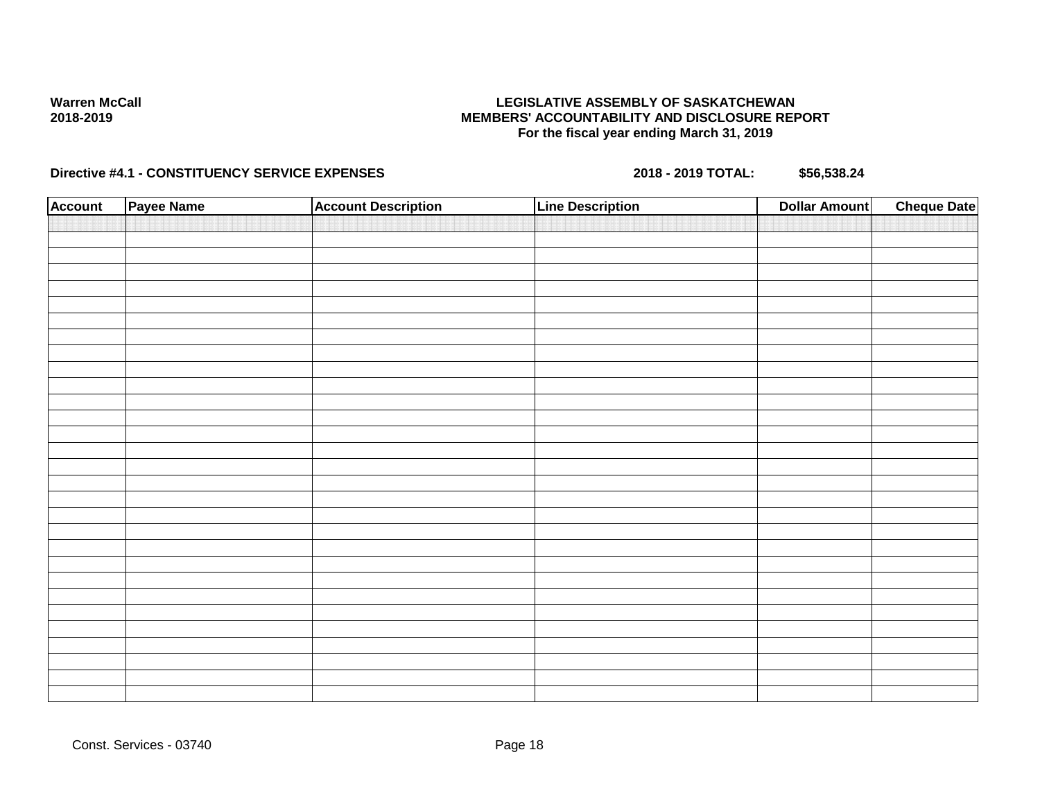**Warren McCall**
**2018-2019**

**LEGISLATIVE ASSEMBLY OF SASKATCHEWAN**
**MEMBERS' ACCOUNTABILITY AND DISCLOSURE REPORT**
**For the fiscal year ending March 31, 2019**

**Directive #4.1 - CONSTITUENCY SERVICE EXPENSES** **2018 - 2019 TOTAL: $56,538.24**

| Account | Payee Name | Account Description | Line Description | Dollar Amount | Cheque Date |
|---|---|---|---|---|---|
| | | | | | |

Const. Services - 03740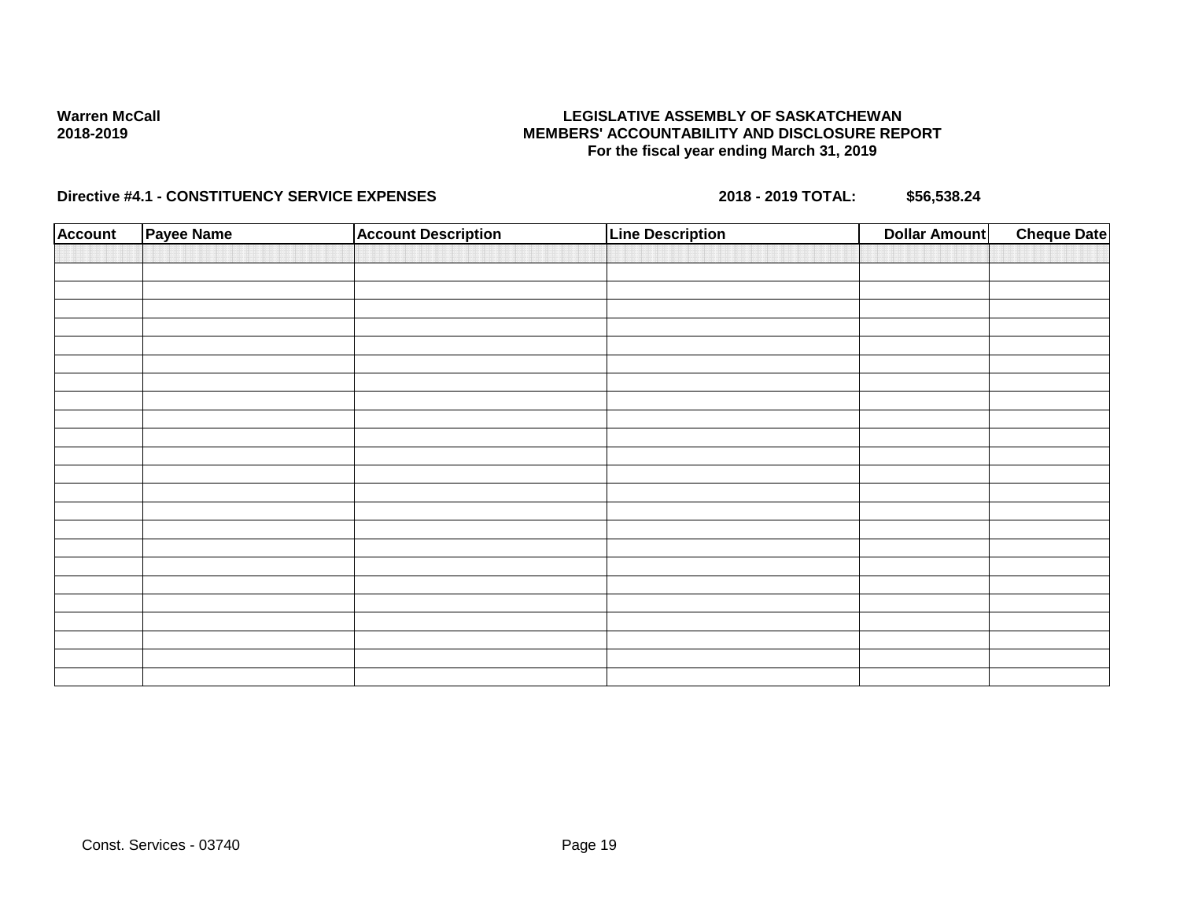**Warren McCall**
**2018-2019**

**LEGISLATIVE ASSEMBLY OF SASKATCHEWAN**
**MEMBERS' ACCOUNTABILITY AND DISCLOSURE REPORT**
**For the fiscal year ending March 31, 2019**

**Directive #4.1 - CONSTITUENCY SERVICE EXPENSES** **2018 - 2019 TOTAL: $56,538.24**

| Account | Payee Name | Account Description | Line Description | Dollar Amount | Cheque Date |
|---|---|---|---|---|---|
| | | | | | |

Const. Services - 03740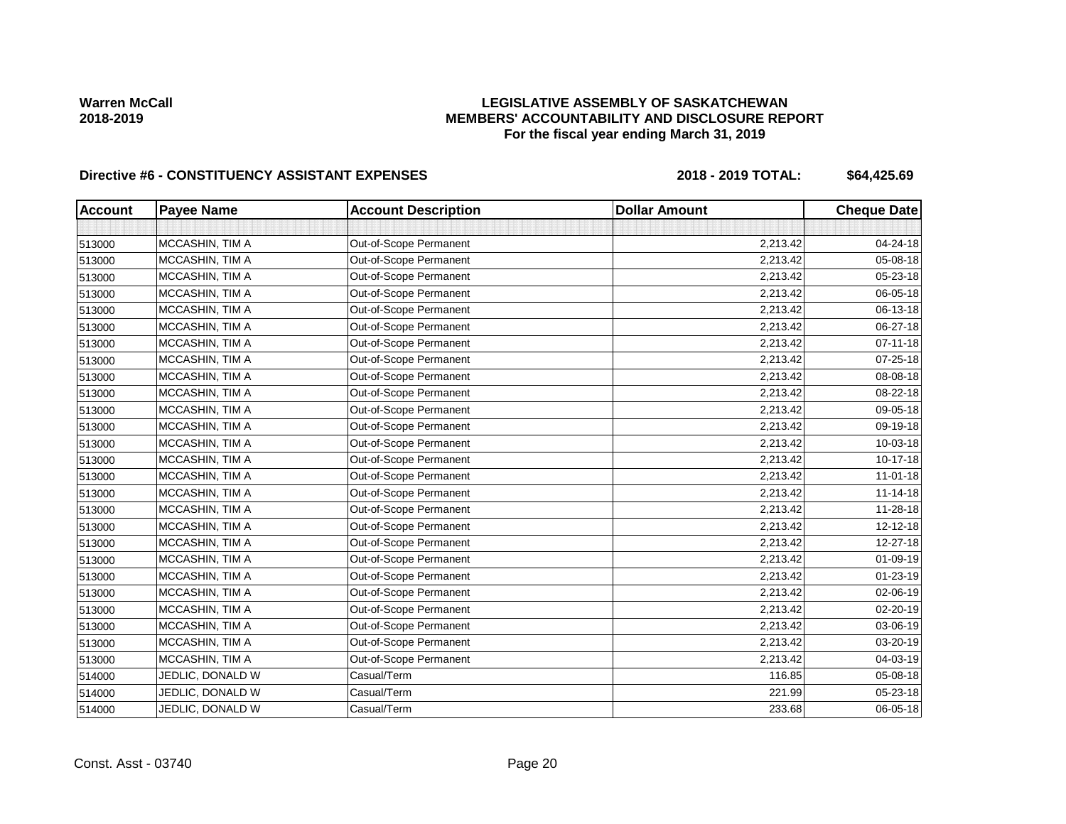Warren McCall
2018-2019

# LEGISLATIVE ASSEMBLY OF SASKATCHEWAN
## MEMBERS' ACCOUNTABILITY AND DISCLOSURE REPORT
### For the fiscal year ending March 31, 2019

**Directive #6 - CONSTITUENCY ASSISTANT EXPENSES** **2018 - 2019 TOTAL: $64,425.69**

| Account | Payee Name | Account Description | Dollar Amount | Cheque Date |
|---|---|---|---|---|
| | | | | |
| 513000 | MCCASHIN, TIM A | Out-of-Scope Permanent | 2,213.42 | 04-24-18 |
| 513000 | MCCASHIN, TIM A | Out-of-Scope Permanent | 2,213.42 | 05-08-18 |
| 513000 | MCCASHIN, TIM A | Out-of-Scope Permanent | 2,213.42 | 05-23-18 |
| 513000 | MCCASHIN, TIM A | Out-of-Scope Permanent | 2,213.42 | 06-05-18 |
| 513000 | MCCASHIN, TIM A | Out-of-Scope Permanent | 2,213.42 | 06-13-18 |
| 513000 | MCCASHIN, TIM A | Out-of-Scope Permanent | 2,213.42 | 06-27-18 |
| 513000 | MCCASHIN, TIM A | Out-of-Scope Permanent | 2,213.42 | 07-11-18 |
| 513000 | MCCASHIN, TIM A | Out-of-Scope Permanent | 2,213.42 | 07-25-18 |
| 513000 | MCCASHIN, TIM A | Out-of-Scope Permanent | 2,213.42 | 08-08-18 |
| 513000 | MCCASHIN, TIM A | Out-of-Scope Permanent | 2,213.42 | 08-22-18 |
| 513000 | MCCASHIN, TIM A | Out-of-Scope Permanent | 2,213.42 | 09-05-18 |
| 513000 | MCCASHIN, TIM A | Out-of-Scope Permanent | 2,213.42 | 09-19-18 |
| 513000 | MCCASHIN, TIM A | Out-of-Scope Permanent | 2,213.42 | 10-03-18 |
| 513000 | MCCASHIN, TIM A | Out-of-Scope Permanent | 2,213.42 | 10-17-18 |
| 513000 | MCCASHIN, TIM A | Out-of-Scope Permanent | 2,213.42 | 11-01-18 |
| 513000 | MCCASHIN, TIM A | Out-of-Scope Permanent | 2,213.42 | 11-14-18 |
| 513000 | MCCASHIN, TIM A | Out-of-Scope Permanent | 2,213.42 | 11-28-18 |
| 513000 | MCCASHIN, TIM A | Out-of-Scope Permanent | 2,213.42 | 12-12-18 |
| 513000 | MCCASHIN, TIM A | Out-of-Scope Permanent | 2,213.42 | 12-27-18 |
| 513000 | MCCASHIN, TIM A | Out-of-Scope Permanent | 2,213.42 | 01-09-19 |
| 513000 | MCCASHIN, TIM A | Out-of-Scope Permanent | 2,213.42 | 01-23-19 |
| 513000 | MCCASHIN, TIM A | Out-of-Scope Permanent | 2,213.42 | 02-06-19 |
| 513000 | MCCASHIN, TIM A | Out-of-Scope Permanent | 2,213.42 | 02-20-19 |
| 513000 | MCCASHIN, TIM A | Out-of-Scope Permanent | 2,213.42 | 03-06-19 |
| 513000 | MCCASHIN, TIM A | Out-of-Scope Permanent | 2,213.42 | 03-20-19 |
| 513000 | MCCASHIN, TIM A | Out-of-Scope Permanent | 2,213.42 | 04-03-19 |
| 514000 | JEDLIC, DONALD W | Casual/Term | 116.85 | 05-08-18 |
| 514000 | JEDLIC, DONALD W | Casual/Term | 221.99 | 05-23-18 |
| 514000 | JEDLIC, DONALD W | Casual/Term | 233.68 | 06-05-18 |

Const. Asst - 03740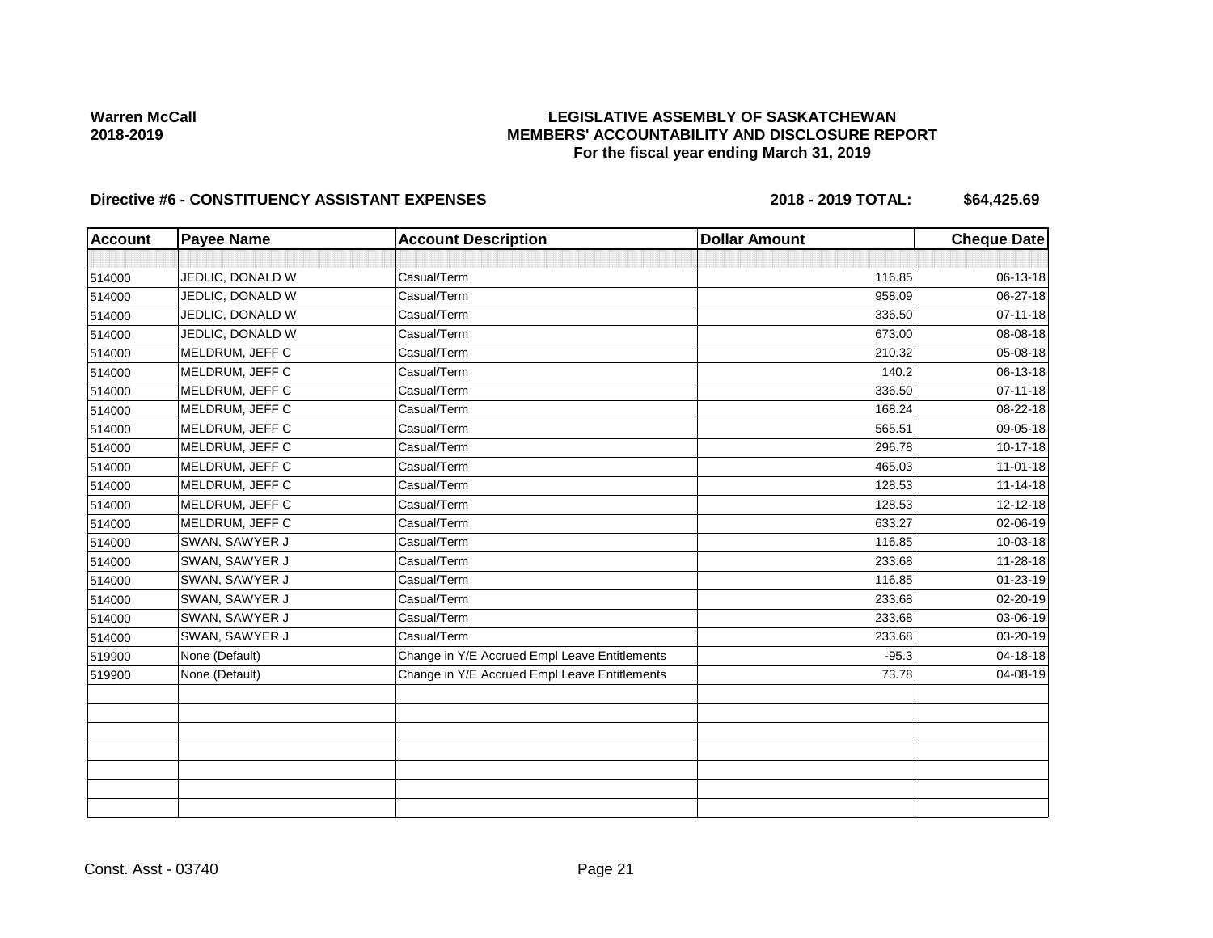Warren McCall
2018-2019

**LEGISLATIVE ASSEMBLY OF SASKATCHEWAN**
**MEMBERS' ACCOUNTABILITY AND DISCLOSURE REPORT**
**For the fiscal year ending March 31, 2019**

**Directive #6 - CONSTITUENCY ASSISTANT EXPENSES** **2018 - 2019 TOTAL: $64,425.69**

| Account | Payee Name | Account Description | Dollar Amount | Cheque Date |
|---|---|---|---|---|
| | | | | |
| 514000 | JEDLIC, DONALD W | Casual/Term | 116.85 | 06-13-18 |
| 514000 | JEDLIC, DONALD W | Casual/Term | 958.09 | 06-27-18 |
| 514000 | JEDLIC, DONALD W | Casual/Term | 336.50 | 07-11-18 |
| 514000 | JEDLIC, DONALD W | Casual/Term | 673.00 | 08-08-18 |
| 514000 | MELDRUM, JEFF C | Casual/Term | 210.32 | 05-08-18 |
| 514000 | MELDRUM, JEFF C | Casual/Term | 140.2 | 06-13-18 |
| 514000 | MELDRUM, JEFF C | Casual/Term | 336.50 | 07-11-18 |
| 514000 | MELDRUM, JEFF C | Casual/Term | 168.24 | 08-22-18 |
| 514000 | MELDRUM, JEFF C | Casual/Term | 565.51 | 09-05-18 |
| 514000 | MELDRUM, JEFF C | Casual/Term | 296.78 | 10-17-18 |
| 514000 | MELDRUM, JEFF C | Casual/Term | 465.03 | 11-01-18 |
| 514000 | MELDRUM, JEFF C | Casual/Term | 128.53 | 11-14-18 |
| 514000 | MELDRUM, JEFF C | Casual/Term | 128.53 | 12-12-18 |
| 514000 | MELDRUM, JEFF C | Casual/Term | 633.27 | 02-06-19 |
| 514000 | SWAN, SAWYER J | Casual/Term | 116.85 | 10-03-18 |
| 514000 | SWAN, SAWYER J | Casual/Term | 233.68 | 11-28-18 |
| 514000 | SWAN, SAWYER J | Casual/Term | 116.85 | 01-23-19 |
| 514000 | SWAN, SAWYER J | Casual/Term | 233.68 | 02-20-19 |
| 514000 | SWAN, SAWYER J | Casual/Term | 233.68 | 03-06-19 |
| 514000 | SWAN, SAWYER J | Casual/Term | 233.68 | 03-20-19 |
| 519900 | None (Default) | Change in Y/E Accrued Empl Leave Entitlements | -95.3 | 04-18-18 |
| 519900 | None (Default) | Change in Y/E Accrued Empl Leave Entitlements | 73.78 | 04-08-19 |
| | | | | |
| | | | | |
| | | | | |
| | | | | |
| | | | | |
| | | | | |
| | | | | |

Const. Asst - 03740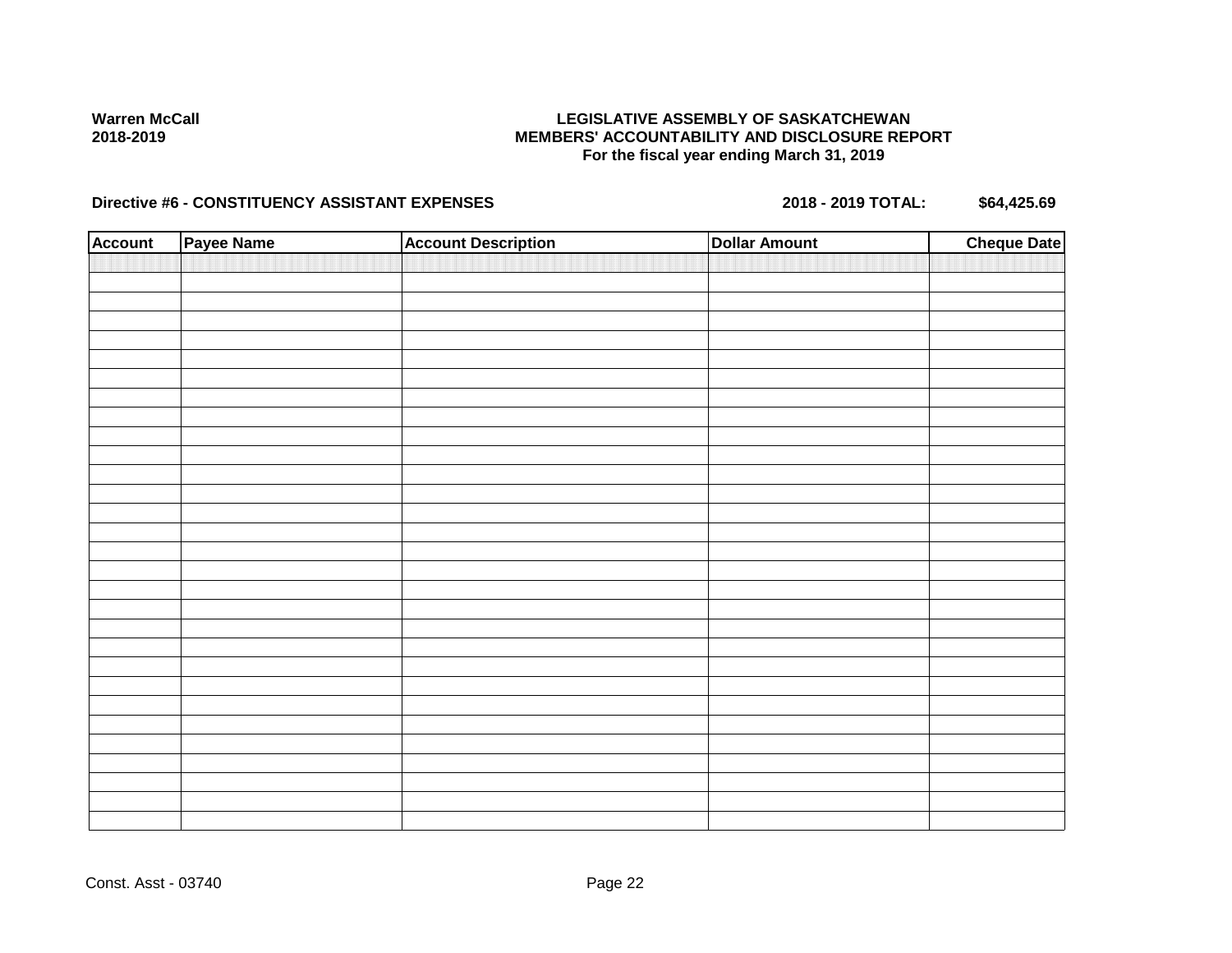**Warren McCall**
**2018-2019**

# LEGISLATIVE ASSEMBLY OF SASKATCHEWAN
## MEMBERS' ACCOUNTABILITY AND DISCLOSURE REPORT
### For the fiscal year ending March 31, 2019

**Directive #6 - CONSTITUENCY ASSISTANT EXPENSES** **2018 - 2019 TOTAL: $64,425.69**

| Account | Payee Name | Account Description | Dollar Amount | Cheque Date |
|---|---|---|---|---|
| | | | | |

Const. Asst - 03740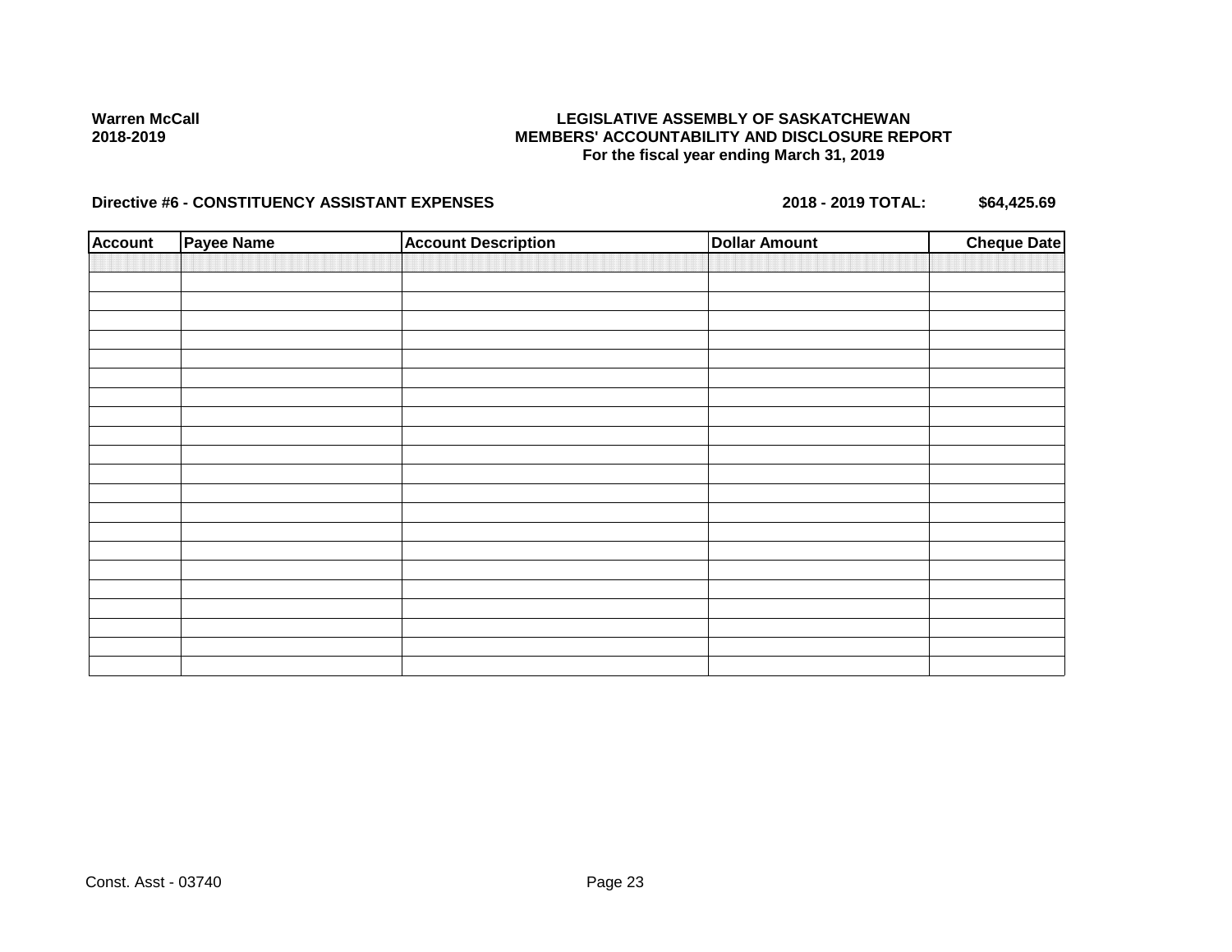**Warren McCall**
**2018-2019**

**LEGISLATIVE ASSEMBLY OF SASKATCHEWAN**
**MEMBERS' ACCOUNTABILITY AND DISCLOSURE REPORT**
**For the fiscal year ending March 31, 2019**

**Directive #6 - CONSTITUENCY ASSISTANT EXPENSES** **2018 - 2019 TOTAL: $64,425.69**

| Account | Payee Name | Account Description | Dollar Amount | Cheque Date |
|---|---|---|---|---|
| | | | | |

Const. Asst - 03740